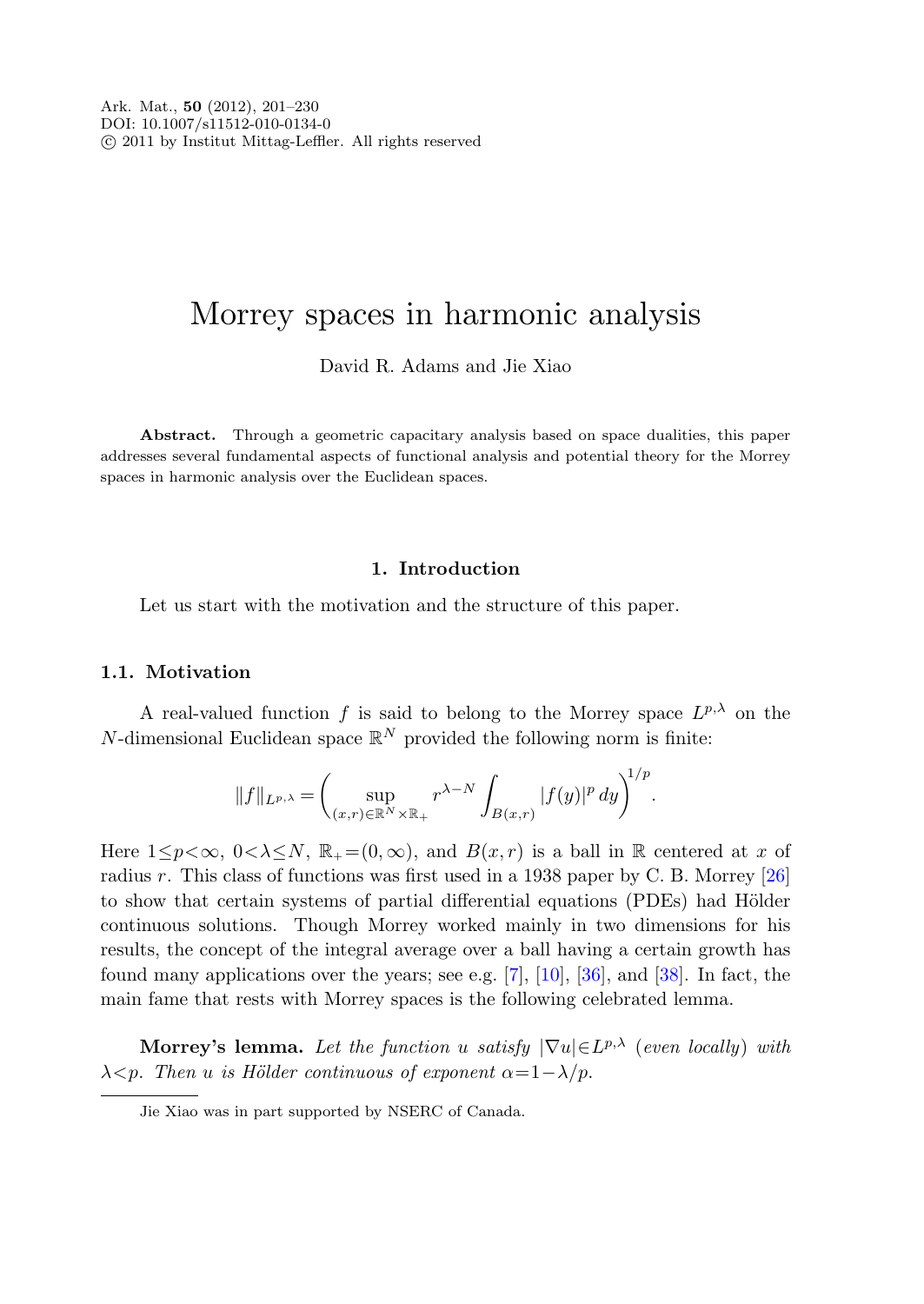Ark. Mat., **50** (2012), 201–230
DOI: 10.1007/s11512-010-0134-0
© 2011 by Institut Mittag-Leffler. All rights reserved

# Morrey spaces in harmonic analysis

David R. Adams and Jie Xiao

**Abstract.** Through a geometric capacitary analysis based on space dualities, this paper addresses several fundamental aspects of functional analysis and potential theory for the Morrey spaces in harmonic analysis over the Euclidean spaces.

## 1. Introduction

Let us start with the motivation and the structure of this paper.

### 1.1. Motivation

A real-valued function $f$ is said to belong to the Morrey space $L^{p,\lambda}$ on the $N$-dimensional Euclidean space $\mathbb{R}^N$ provided the following norm is finite:

$$\|f\|_{L^{p,\lambda}} = \left( \sup_{(x,r)\in\mathbb{R}^N\times\mathbb{R}_+} r^{\lambda-N} \int_{B(x,r)} |f(y)|^p \, dy \right)^{1/p}.$$

Here $1\leq p<\infty$, $0<\lambda\leq N$, $\mathbb{R}_+=(0,\infty)$, and $B(x,r)$ is a ball in $\mathbb{R}$ centered at $x$ of radius $r$. This class of functions was first used in a 1938 paper by C. B. Morrey [26] to show that certain systems of partial differential equations (PDEs) had Hölder continuous solutions. Though Morrey worked mainly in two dimensions for his results, the concept of the integral average over a ball having a certain growth has found many applications over the years; see e.g. [7], [10], [36], and [38]. In fact, the main fame that rests with Morrey spaces is the following celebrated lemma.

**Morrey's lemma.** *Let the function $u$ satisfy $|\nabla u|\in L^{p,\lambda}$ (even locally) with $\lambda<p$. Then $u$ is Hölder continuous of exponent $\alpha=1-\lambda/p$.*

Jie Xiao was in part supported by NSERC of Canada.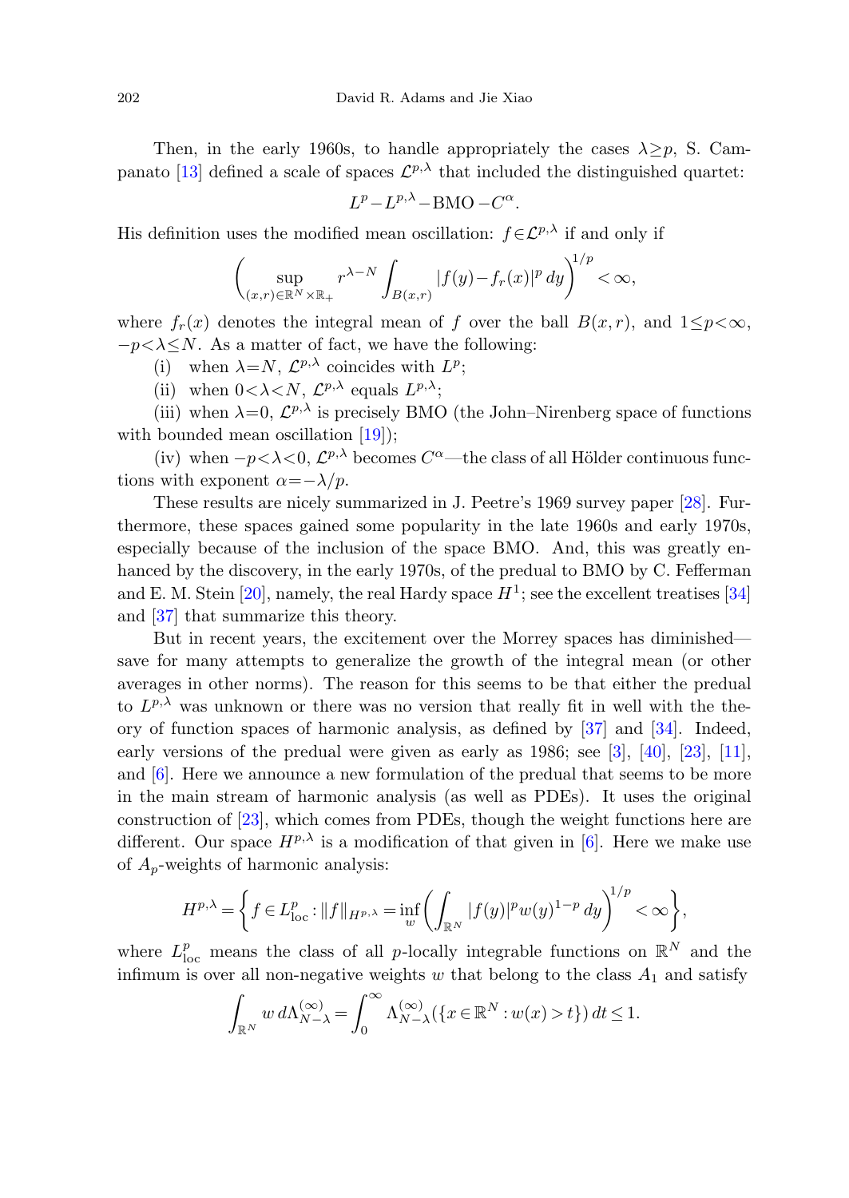Then, in the early 1960s, to handle appropriately the cases $\lambda \geq p$, S. Campanato [13] defined a scale of spaces $\mathcal{L}^{p,\lambda}$ that included the distinguished quartet:

$$L^p - L^{p,\lambda} - \mathrm{BMO} - C^\alpha.$$

His definition uses the modified mean oscillation: $f \in \mathcal{L}^{p,\lambda}$ if and only if

$$\left( \sup_{(x,r)\in\mathbb{R}^N\times\mathbb{R}_+} r^{\lambda-N} \int_{B(x,r)} |f(y)-f_r(x)|^p \, dy \right)^{1/p} < \infty,$$

where $f_r(x)$ denotes the integral mean of $f$ over the ball $B(x,r)$, and $1 \leq p < \infty$, $-p < \lambda \leq N$. As a matter of fact, we have the following:

(i) when $\lambda = N$, $\mathcal{L}^{p,\lambda}$ coincides with $L^p$;

(ii) when $0 < \lambda < N$, $\mathcal{L}^{p,\lambda}$ equals $L^{p,\lambda}$;

(iii) when $\lambda = 0$, $\mathcal{L}^{p,\lambda}$ is precisely BMO (the John–Nirenberg space of functions with bounded mean oscillation [19]);

(iv) when $-p < \lambda < 0$, $\mathcal{L}^{p,\lambda}$ becomes $C^\alpha$—the class of all Hölder continuous functions with exponent $\alpha = -\lambda/p$.

These results are nicely summarized in J. Peetre's 1969 survey paper [28]. Furthermore, these spaces gained some popularity in the late 1960s and early 1970s, especially because of the inclusion of the space BMO. And, this was greatly enhanced by the discovery, in the early 1970s, of the predual to BMO by C. Fefferman and E. M. Stein [20], namely, the real Hardy space $H^1$; see the excellent treatises [34] and [37] that summarize this theory.

But in recent years, the excitement over the Morrey spaces has diminished—save for many attempts to generalize the growth of the integral mean (or other averages in other norms). The reason for this seems to be that either the predual to $L^{p,\lambda}$ was unknown or there was no version that really fit in well with the theory of function spaces of harmonic analysis, as defined by [37] and [34]. Indeed, early versions of the predual were given as early as 1986; see [3], [40], [23], [11], and [6]. Here we announce a new formulation of the predual that seems to be more in the main stream of harmonic analysis (as well as PDEs). It uses the original construction of [23], which comes from PDEs, though the weight functions here are different. Our space $H^{p,\lambda}$ is a modification of that given in [6]. Here we make use of $A_p$-weights of harmonic analysis:

$$H^{p,\lambda} = \left\{ f \in L^p_{\mathrm{loc}} : \|f\|_{H^{p,\lambda}} = \inf_w \left( \int_{\mathbb{R}^N} |f(y)|^p w(y)^{1-p} \, dy \right)^{1/p} < \infty \right\},$$

where $L^p_{\mathrm{loc}}$ means the class of all $p$-locally integrable functions on $\mathbb{R}^N$ and the infimum is over all non-negative weights $w$ that belong to the class $A_1$ and satisfy

$$\int_{\mathbb{R}^N} w \, d\Lambda^{(\infty)}_{N-\lambda} = \int_0^\infty \Lambda^{(\infty)}_{N-\lambda}(\{x \in \mathbb{R}^N : w(x) > t\}) \, dt \leq 1.$$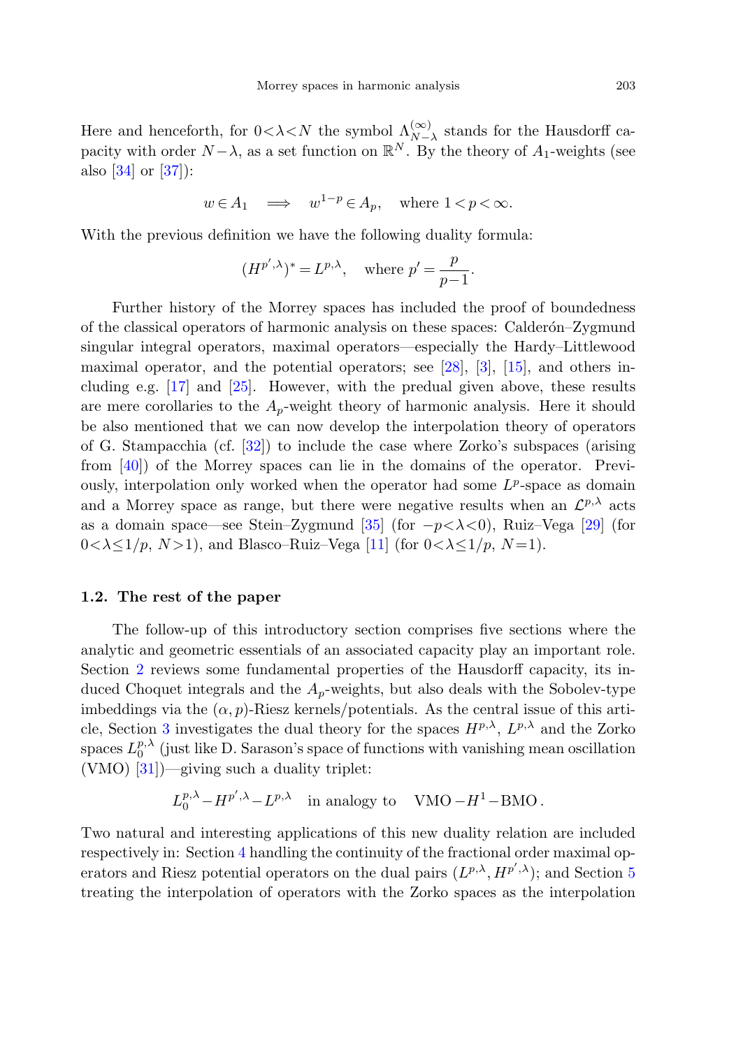Here and henceforth, for $0<\lambda<N$ the symbol $\Lambda^{(\infty)}_{N-\lambda}$ stands for the Hausdorff capacity with order $N-\lambda$, as a set function on $\mathbb{R}^N$. By the theory of $A_1$-weights (see also [34] or [37]):

$$w\in A_1 \quad \Longrightarrow \quad w^{1-p}\in A_p, \quad \text{where } 1<p<\infty.$$

With the previous definition we have the following duality formula:

$$(H^{p',\lambda})^* = L^{p,\lambda}, \quad \text{where } p'=\frac{p}{p-1}.$$

Further history of the Morrey spaces has included the proof of boundedness of the classical operators of harmonic analysis on these spaces: Calderón–Zygmund singular integral operators, maximal operators—especially the Hardy–Littlewood maximal operator, and the potential operators; see [28], [3], [15], and others including e.g. [17] and [25]. However, with the predual given above, these results are mere corollaries to the $A_p$-weight theory of harmonic analysis. Here it should be also mentioned that we can now develop the interpolation theory of operators of G. Stampacchia (cf. [32]) to include the case where Zorko's subspaces (arising from [40]) of the Morrey spaces can lie in the domains of the operator. Previously, interpolation only worked when the operator had some $L^p$-space as domain and a Morrey space as range, but there were negative results when an $\mathcal{L}^{p,\lambda}$ acts as a domain space—see Stein–Zygmund [35] (for $-p<\lambda<0$), Ruiz–Vega [29] (for $0<\lambda\le 1/p$, $N>1$), and Blasco–Ruiz–Vega [11] (for $0<\lambda\le 1/p$, $N=1$).

### 1.2. The rest of the paper

The follow-up of this introductory section comprises five sections where the analytic and geometric essentials of an associated capacity play an important role. Section 2 reviews some fundamental properties of the Hausdorff capacity, its induced Choquet integrals and the $A_p$-weights, but also deals with the Sobolev-type imbeddings via the $(\alpha,p)$-Riesz kernels/potentials. As the central issue of this article, Section 3 investigates the dual theory for the spaces $H^{p,\lambda}$, $L^{p,\lambda}$ and the Zorko spaces $L^{p,\lambda}_0$ (just like D. Sarason's space of functions with vanishing mean oscillation (VMO) [31])—giving such a duality triplet:

$$L^{p,\lambda}_0 - H^{p',\lambda} - L^{p,\lambda} \quad \text{in analogy to} \quad \mathrm{VMO} - H^1 - \mathrm{BMO}\,.$$

Two natural and interesting applications of this new duality relation are included respectively in: Section 4 handling the continuity of the fractional order maximal operators and Riesz potential operators on the dual pairs $(L^{p,\lambda}, H^{p',\lambda})$; and Section 5 treating the interpolation of operators with the Zorko spaces as the interpolation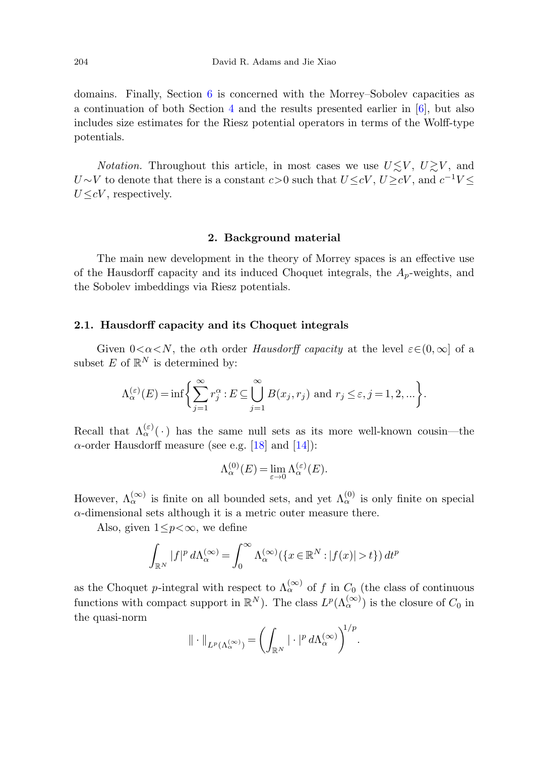domains. Finally, Section 6 is concerned with the Morrey–Sobolev capacities as a continuation of both Section 4 and the results presented earlier in [6], but also includes size estimates for the Riesz potential operators in terms of the Wolff-type potentials.

*Notation.* Throughout this article, in most cases we use $U \lesssim V$, $U \gtrsim V$, and $U \sim V$ to denote that there is a constant $c>0$ such that $U \le cV$, $U \ge cV$, and $c^{-1}V \le U \le cV$, respectively.

## 2. Background material

The main new development in the theory of Morrey spaces is an effective use of the Hausdorff capacity and its induced Choquet integrals, the $A_p$-weights, and the Sobolev imbeddings via Riesz potentials.

### 2.1. Hausdorff capacity and its Choquet integrals

Given $0<\alpha<N$, the $\alpha$th order *Hausdorff capacity* at the level $\varepsilon \in (0,\infty]$ of a subset $E$ of $\mathbb{R}^N$ is determined by:

$$\Lambda_\alpha^{(\varepsilon)}(E) = \inf\left\{ \sum_{j=1}^{\infty} r_j^\alpha : E \subseteq \bigcup_{j=1}^{\infty} B(x_j, r_j) \text{ and } r_j \le \varepsilon, j=1,2,... \right\}.$$

Recall that $\Lambda_\alpha^{(\varepsilon)}(\,\cdot\,)$ has the same null sets as its more well-known cousin—the $\alpha$-order Hausdorff measure (see e.g. [18] and [14]):

$$\Lambda_\alpha^{(0)}(E) = \lim_{\varepsilon \to 0} \Lambda_\alpha^{(\varepsilon)}(E).$$

However, $\Lambda_\alpha^{(\infty)}$ is finite on all bounded sets, and yet $\Lambda_\alpha^{(0)}$ is only finite on special $\alpha$-dimensional sets although it is a metric outer measure there.

Also, given $1 \le p < \infty$, we define

$$\int_{\mathbb{R}^N} |f|^p \, d\Lambda_\alpha^{(\infty)} = \int_0^\infty \Lambda_\alpha^{(\infty)}(\{x \in \mathbb{R}^N : |f(x)| > t\}) \, dt^p$$

as the Choquet $p$-integral with respect to $\Lambda_\alpha^{(\infty)}$ of $f$ in $C_0$ (the class of continuous functions with compact support in $\mathbb{R}^N$). The class $L^p(\Lambda_\alpha^{(\infty)})$ is the closure of $C_0$ in the quasi-norm

$$\|\cdot\|_{L^p(\Lambda_\alpha^{(\infty)})} = \left( \int_{\mathbb{R}^N} |\cdot|^p \, d\Lambda_\alpha^{(\infty)} \right)^{1/p}.$$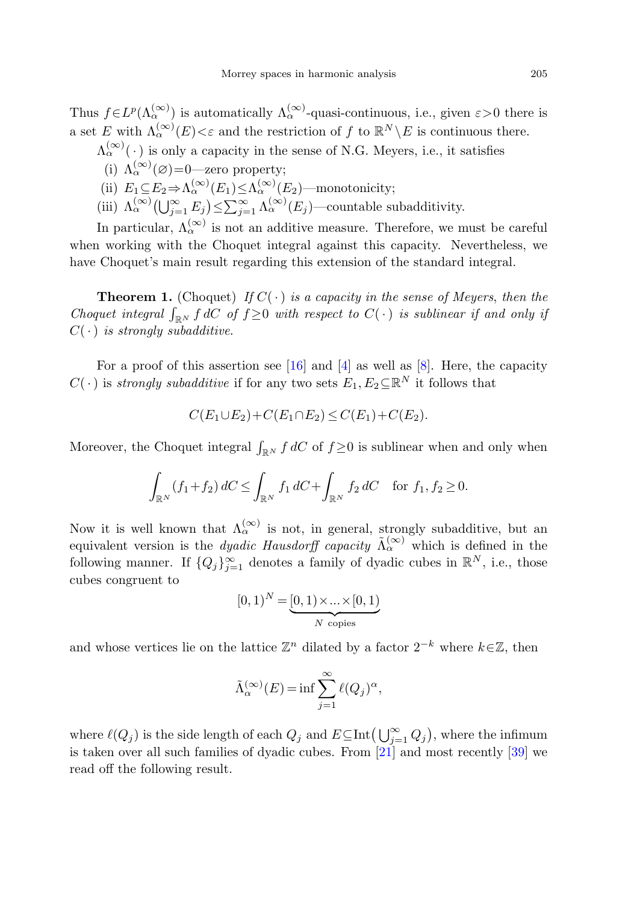Thus $f \in L^p(\Lambda_\alpha^{(\infty)})$ is automatically $\Lambda_\alpha^{(\infty)}$-quasi-continuous, i.e., given $\varepsilon > 0$ there is a set $E$ with $\Lambda_\alpha^{(\infty)}(E) < \varepsilon$ and the restriction of $f$ to $\mathbb{R}^N \setminus E$ is continuous there.

$\Lambda_\alpha^{(\infty)}(\,\cdot\,)$ is only a capacity in the sense of N.G. Meyers, i.e., it satisfies

(i) $\Lambda_\alpha^{(\infty)}(\varnothing) = 0$—zero property;

(ii) $E_1 \subseteq E_2 \Rightarrow \Lambda_\alpha^{(\infty)}(E_1) \leq \Lambda_\alpha^{(\infty)}(E_2)$—monotonicity;

(iii) $\Lambda_\alpha^{(\infty)}\big(\bigcup_{j=1}^\infty E_j\big) \leq \sum_{j=1}^\infty \Lambda_\alpha^{(\infty)}(E_j)$—countable subadditivity.

In particular, $\Lambda_\alpha^{(\infty)}$ is not an additive measure. Therefore, we must be careful when working with the Choquet integral against this capacity. Nevertheless, we have Choquet's main result regarding this extension of the standard integral.

**Theorem 1.** (Choquet) *If $C(\,\cdot\,)$ is a capacity in the sense of Meyers, then the Choquet integral $\int_{\mathbb{R}^N} f\, dC$ of $f \geq 0$ with respect to $C(\,\cdot\,)$ is sublinear if and only if $C(\,\cdot\,)$ is strongly subadditive.*

For a proof of this assertion see [16] and [4] as well as [8]. Here, the capacity $C(\,\cdot\,)$ is *strongly subadditive* if for any two sets $E_1, E_2 \subseteq \mathbb{R}^N$ it follows that

$$C(E_1 \cup E_2) + C(E_1 \cap E_2) \leq C(E_1) + C(E_2).$$

Moreover, the Choquet integral $\int_{\mathbb{R}^N} f\, dC$ of $f \geq 0$ is sublinear when and only when

$$\int_{\mathbb{R}^N} (f_1 + f_2)\, dC \leq \int_{\mathbb{R}^N} f_1\, dC + \int_{\mathbb{R}^N} f_2\, dC \quad \text{for } f_1, f_2 \geq 0.$$

Now it is well known that $\Lambda_\alpha^{(\infty)}$ is not, in general, strongly subadditive, but an equivalent version is the *dyadic Hausdorff capacity* $\tilde{\Lambda}_\alpha^{(\infty)}$ which is defined in the following manner. If $\{Q_j\}_{j=1}^\infty$ denotes a family of dyadic cubes in $\mathbb{R}^N$, i.e., those cubes congruent to

$$[0,1)^N = \underbrace{[0,1) \times \ldots \times [0,1)}_{N \text{ copies}}$$

and whose vertices lie on the lattice $\mathbb{Z}^n$ dilated by a factor $2^{-k}$ where $k \in \mathbb{Z}$, then

$$\tilde{\Lambda}_\alpha^{(\infty)}(E) = \inf \sum_{j=1}^\infty \ell(Q_j)^\alpha,$$

where $\ell(Q_j)$ is the side length of each $Q_j$ and $E \subseteq \operatorname{Int}\big(\bigcup_{j=1}^\infty Q_j\big)$, where the infimum is taken over all such families of dyadic cubes. From [21] and most recently [39] we read off the following result.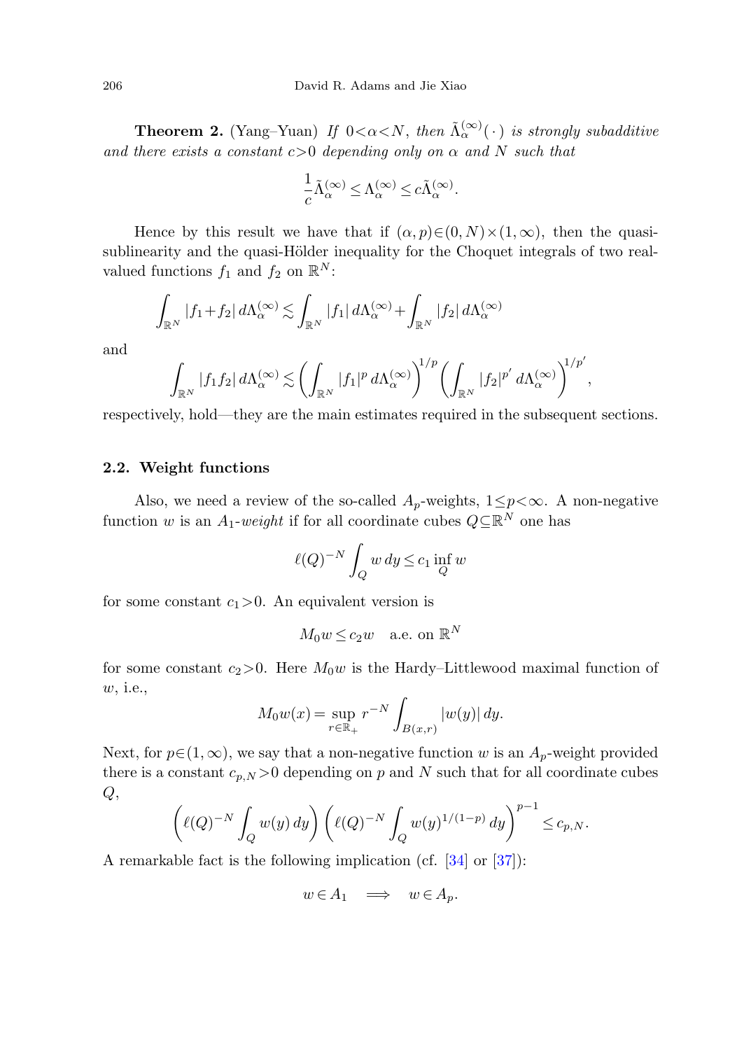**Theorem 2.** (Yang–Yuan) *If $0<\alpha<N$, then $\tilde{\Lambda}_\alpha^{(\infty)}(\cdot)$ is strongly subadditive and there exists a constant $c>0$ depending only on $\alpha$ and $N$ such that*

$$\frac{1}{c}\tilde{\Lambda}_\alpha^{(\infty)} \le \Lambda_\alpha^{(\infty)} \le c\tilde{\Lambda}_\alpha^{(\infty)}.$$

Hence by this result we have that if $(\alpha,p)\in(0,N)\times(1,\infty)$, then the quasi-sublinearity and the quasi-Hölder inequality for the Choquet integrals of two real-valued functions $f_1$ and $f_2$ on $\mathbb{R}^N$:

$$\int_{\mathbb{R}^N} |f_1+f_2|\,d\Lambda_\alpha^{(\infty)} \lesssim \int_{\mathbb{R}^N} |f_1|\,d\Lambda_\alpha^{(\infty)} + \int_{\mathbb{R}^N} |f_2|\,d\Lambda_\alpha^{(\infty)}$$

and

$$\int_{\mathbb{R}^N} |f_1 f_2|\,d\Lambda_\alpha^{(\infty)} \lesssim \left(\int_{\mathbb{R}^N} |f_1|^p\,d\Lambda_\alpha^{(\infty)}\right)^{1/p} \left(\int_{\mathbb{R}^N} |f_2|^{p'}\,d\Lambda_\alpha^{(\infty)}\right)^{1/p'},$$

respectively, hold—they are the main estimates required in the subsequent sections.

### 2.2. Weight functions

Also, we need a review of the so-called $A_p$-weights, $1\le p<\infty$. A non-negative function $w$ is an $A_1$-*weight* if for all coordinate cubes $Q\subseteq\mathbb{R}^N$ one has

$$\ell(Q)^{-N}\int_Q w\,dy \le c_1 \inf_Q w$$

for some constant $c_1>0$. An equivalent version is

$$M_0 w \le c_2 w \quad \text{a.e. on } \mathbb{R}^N$$

for some constant $c_2>0$. Here $M_0 w$ is the Hardy–Littlewood maximal function of $w$, i.e.,

$$M_0 w(x) = \sup_{r\in\mathbb{R}_+} r^{-N}\int_{B(x,r)} |w(y)|\,dy.$$

Next, for $p\in(1,\infty)$, we say that a non-negative function $w$ is an $A_p$-weight provided there is a constant $c_{p,N}>0$ depending on $p$ and $N$ such that for all coordinate cubes $Q$,

$$\left(\ell(Q)^{-N}\int_Q w(y)\,dy\right)\left(\ell(Q)^{-N}\int_Q w(y)^{1/(1-p)}\,dy\right)^{p-1} \le c_{p,N}.$$

A remarkable fact is the following implication (cf. [34] or [37]):

$$w\in A_1 \quad\Longrightarrow\quad w\in A_p.$$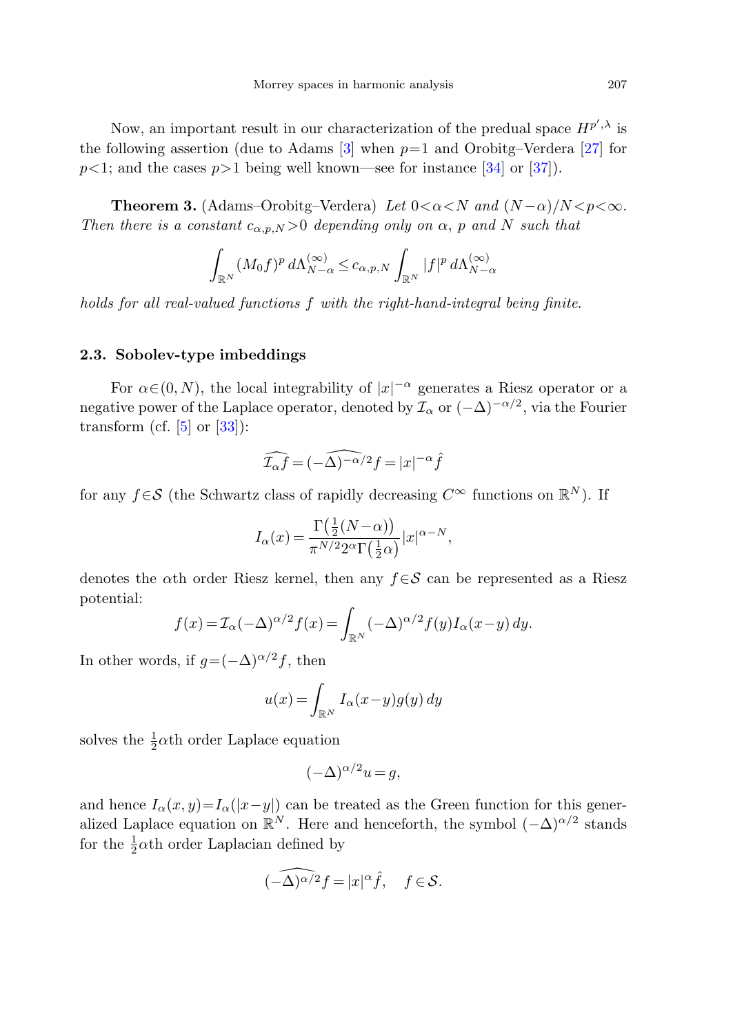Now, an important result in our characterization of the predual space $H^{p',\lambda}$ is the following assertion (due to Adams [3] when $p=1$ and Orobitg–Verdera [27] for $p<1$; and the cases $p>1$ being well known—see for instance [34] or [37]).

**Theorem 3.** (Adams–Orobitg–Verdera) *Let $0<\alpha<N$ and $(N-\alpha)/N<p<\infty$. Then there is a constant $c_{\alpha,p,N}>0$ depending only on $\alpha$, $p$ and $N$ such that*

$$\int_{\mathbb{R}^N} (M_0 f)^p \, d\Lambda_{N-\alpha}^{(\infty)} \le c_{\alpha,p,N} \int_{\mathbb{R}^N} |f|^p \, d\Lambda_{N-\alpha}^{(\infty)}$$

*holds for all real-valued functions $f$ with the right-hand-integral being finite.*

### 2.3. Sobolev-type imbeddings

For $\alpha \in (0,N)$, the local integrability of $|x|^{-\alpha}$ generates a Riesz operator or a negative power of the Laplace operator, denoted by $\mathcal{I}_\alpha$ or $(-\Delta)^{-\alpha/2}$, via the Fourier transform (cf. [5] or [33]):

$$\widehat{\mathcal{I}_\alpha f} = \widehat{(-\Delta)^{-\alpha/2} f} = |x|^{-\alpha} \hat{f}$$

for any $f \in \mathcal{S}$ (the Schwartz class of rapidly decreasing $C^\infty$ functions on $\mathbb{R}^N$). If

$$I_\alpha(x) = \frac{\Gamma\left(\frac{1}{2}(N-\alpha)\right)}{\pi^{N/2} 2^\alpha \Gamma\left(\frac{1}{2}\alpha\right)} |x|^{\alpha-N},$$

denotes the $\alpha$th order Riesz kernel, then any $f \in \mathcal{S}$ can be represented as a Riesz potential:

$$f(x) = \mathcal{I}_\alpha (-\Delta)^{\alpha/2} f(x) = \int_{\mathbb{R}^N} (-\Delta)^{\alpha/2} f(y) I_\alpha(x-y) \, dy.$$

In other words, if $g = (-\Delta)^{\alpha/2} f$, then

$$u(x) = \int_{\mathbb{R}^N} I_\alpha(x-y) g(y) \, dy$$

solves the $\frac{1}{2}\alpha$th order Laplace equation

$$(-\Delta)^{\alpha/2} u = g,$$

and hence $I_\alpha(x,y) = I_\alpha(|x-y|)$ can be treated as the Green function for this generalized Laplace equation on $\mathbb{R}^N$. Here and henceforth, the symbol $(-\Delta)^{\alpha/2}$ stands for the $\frac{1}{2}\alpha$th order Laplacian defined by

$$\widehat{(-\Delta)^{\alpha/2} f} = |x|^\alpha \hat{f}, \quad f \in \mathcal{S}.$$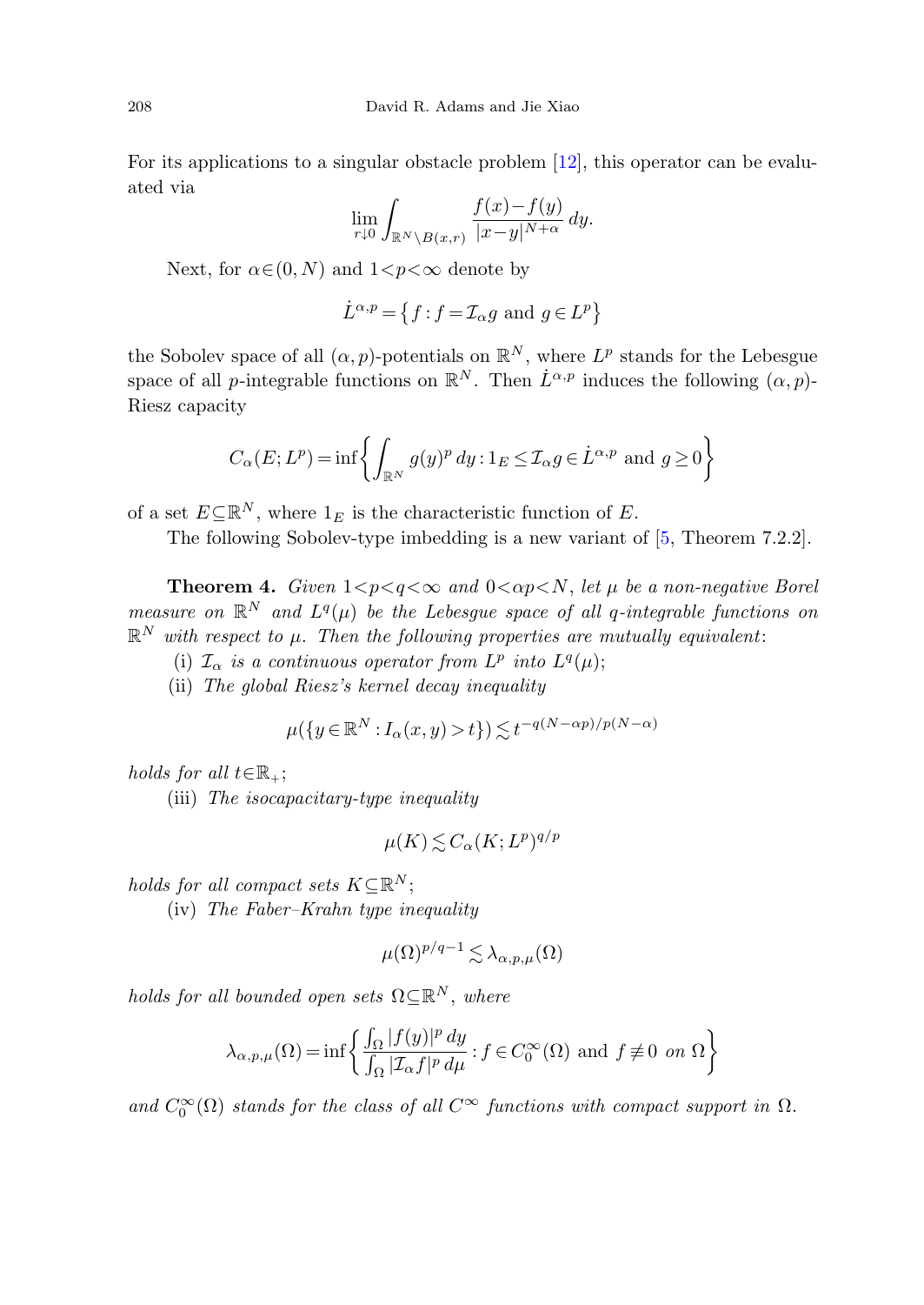For its applications to a singular obstacle problem [12], this operator can be evaluated via

$$\lim_{r\downarrow 0}\int_{\mathbb{R}^N\setminus B(x,r)}\frac{f(x)-f(y)}{|x-y|^{N+\alpha}}\,dy.$$

Next, for $\alpha\in(0,N)$ and $1<p<\infty$ denote by

$$\dot{L}^{\alpha,p}=\{f: f=\mathcal{I}_\alpha g \text{ and } g\in L^p\}$$

the Sobolev space of all $(\alpha,p)$-potentials on $\mathbb{R}^N$, where $L^p$ stands for the Lebesgue space of all $p$-integrable functions on $\mathbb{R}^N$. Then $\dot{L}^{\alpha,p}$ induces the following $(\alpha,p)$-Riesz capacity

$$C_\alpha(E;L^p)=\inf\left\{\int_{\mathbb{R}^N} g(y)^p\,dy : 1_E\le \mathcal{I}_\alpha g\in \dot{L}^{\alpha,p} \text{ and } g\ge 0\right\}$$

of a set $E\subseteq\mathbb{R}^N$, where $1_E$ is the characteristic function of $E$.

The following Sobolev-type imbedding is a new variant of [5, Theorem 7.2.2].

**Theorem 4.** *Given $1<p<q<\infty$ and $0<\alpha p<N$, let $\mu$ be a non-negative Borel measure on $\mathbb{R}^N$ and $L^q(\mu)$ be the Lebesgue space of all $q$-integrable functions on $\mathbb{R}^N$ with respect to $\mu$. Then the following properties are mutually equivalent*:

(i) *$\mathcal{I}_\alpha$ is a continuous operator from $L^p$ into $L^q(\mu)$;*

(ii) *The global Riesz's kernel decay inequality*

$$\mu(\{y\in\mathbb{R}^N : I_\alpha(x,y)>t\})\lesssim t^{-q(N-\alpha p)/p(N-\alpha)}$$

*holds for all $t\in\mathbb{R}_+$;*

(iii) *The isocapacitary-type inequality*

$$\mu(K)\lesssim C_\alpha(K;L^p)^{q/p}$$

*holds for all compact sets $K\subseteq\mathbb{R}^N$;*

(iv) *The Faber–Krahn type inequality*

$$\mu(\Omega)^{p/q-1}\lesssim \lambda_{\alpha,p,\mu}(\Omega)$$

*holds for all bounded open sets $\Omega\subseteq\mathbb{R}^N$, where*

$$\lambda_{\alpha,p,\mu}(\Omega)=\inf\left\{\frac{\int_\Omega |f(y)|^p\,dy}{\int_\Omega |\mathcal{I}_\alpha f|^p\,d\mu} : f\in C_0^\infty(\Omega) \text{ and } f\not\equiv 0 \text{ on } \Omega\right\}$$

*and $C_0^\infty(\Omega)$ stands for the class of all $C^\infty$ functions with compact support in $\Omega$.*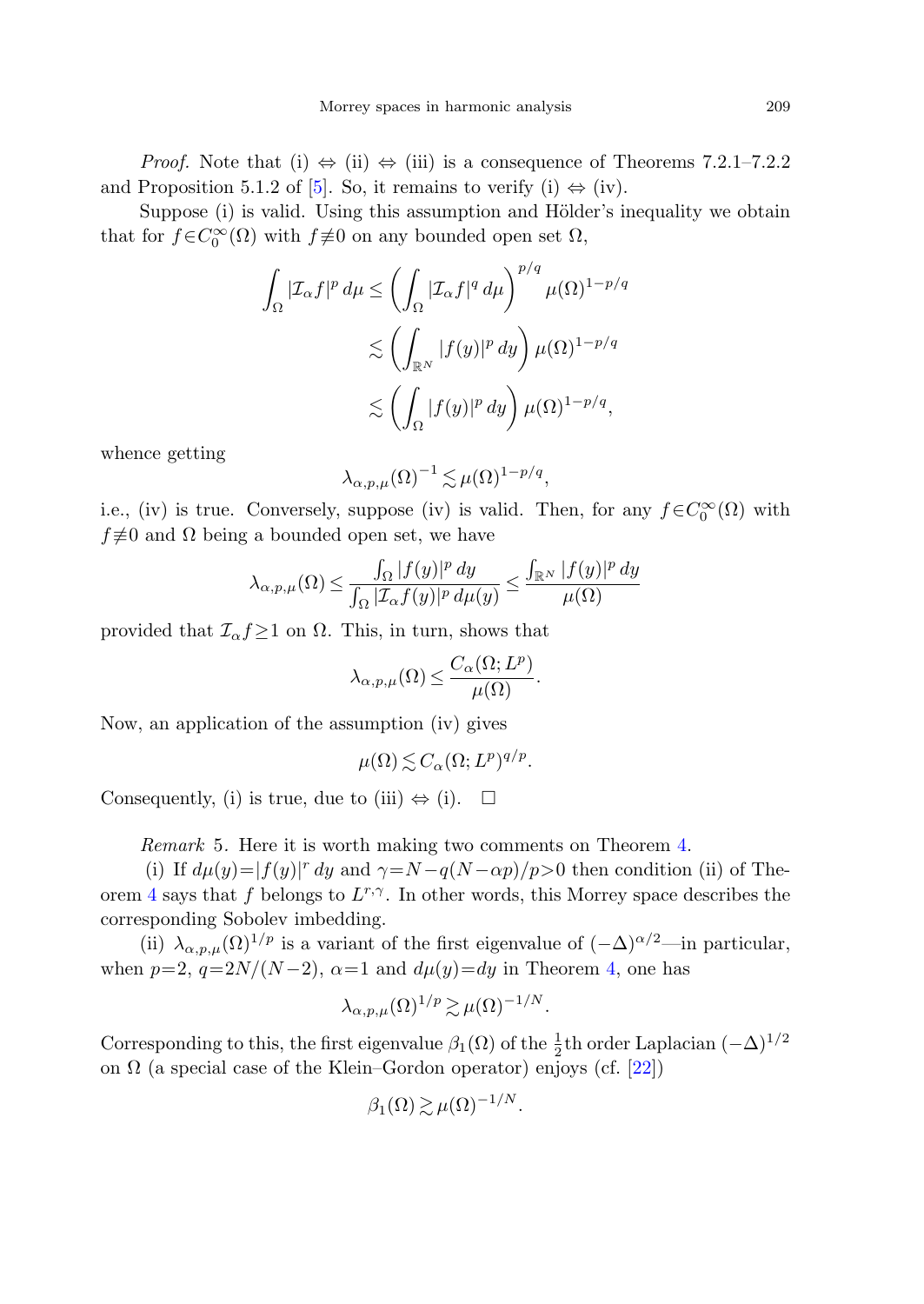*Proof.* Note that (i) $\Leftrightarrow$ (ii) $\Leftrightarrow$ (iii) is a consequence of Theorems 7.2.1–7.2.2 and Proposition 5.1.2 of [5]. So, it remains to verify (i) $\Leftrightarrow$ (iv).

Suppose (i) is valid. Using this assumption and Hölder's inequality we obtain that for $f \in C_0^\infty(\Omega)$ with $f \not\equiv 0$ on any bounded open set $\Omega$,

$$\begin{aligned}
\int_\Omega |\mathcal{I}_\alpha f|^p \, d\mu &\le \left( \int_\Omega |\mathcal{I}_\alpha f|^q \, d\mu \right)^{p/q} \mu(\Omega)^{1-p/q} \\
&\lesssim \left( \int_{\mathbb{R}^N} |f(y)|^p \, dy \right) \mu(\Omega)^{1-p/q} \\
&\lesssim \left( \int_\Omega |f(y)|^p \, dy \right) \mu(\Omega)^{1-p/q},
\end{aligned}$$

whence getting

$$\lambda_{\alpha,p,\mu}(\Omega)^{-1} \lesssim \mu(\Omega)^{1-p/q},$$

i.e., (iv) is true. Conversely, suppose (iv) is valid. Then, for any $f \in C_0^\infty(\Omega)$ with $f \not\equiv 0$ and $\Omega$ being a bounded open set, we have

$$\lambda_{\alpha,p,\mu}(\Omega) \le \frac{\int_\Omega |f(y)|^p \, dy}{\int_\Omega |\mathcal{I}_\alpha f(y)|^p \, d\mu(y)} \le \frac{\int_{\mathbb{R}^N} |f(y)|^p \, dy}{\mu(\Omega)}$$

provided that $\mathcal{I}_\alpha f \ge 1$ on $\Omega$. This, in turn, shows that

$$\lambda_{\alpha,p,\mu}(\Omega) \le \frac{C_\alpha(\Omega; L^p)}{\mu(\Omega)}.$$

Now, an application of the assumption (iv) gives

$$\mu(\Omega) \lesssim C_\alpha(\Omega; L^p)^{q/p}.$$

Consequently, (i) is true, due to (iii) $\Leftrightarrow$ (i). $\square$

*Remark* 5. Here it is worth making two comments on Theorem 4.

(i) If $d\mu(y) = |f(y)|^r \, dy$ and $\gamma = N - q(N - \alpha p)/p > 0$ then condition (ii) of Theorem 4 says that $f$ belongs to $L^{r,\gamma}$. In other words, this Morrey space describes the corresponding Sobolev imbedding.

(ii) $\lambda_{\alpha,p,\mu}(\Omega)^{1/p}$ is a variant of the first eigenvalue of $(-\Delta)^{\alpha/2}$—in particular, when $p=2$, $q=2N/(N-2)$, $\alpha=1$ and $d\mu(y)=dy$ in Theorem 4, one has

$$\lambda_{\alpha,p,\mu}(\Omega)^{1/p} \gtrsim \mu(\Omega)^{-1/N}.$$

Corresponding to this, the first eigenvalue $\beta_1(\Omega)$ of the $\frac{1}{2}$th order Laplacian $(-\Delta)^{1/2}$ on $\Omega$ (a special case of the Klein–Gordon operator) enjoys (cf. [22])

$$\beta_1(\Omega) \gtrsim \mu(\Omega)^{-1/N}.$$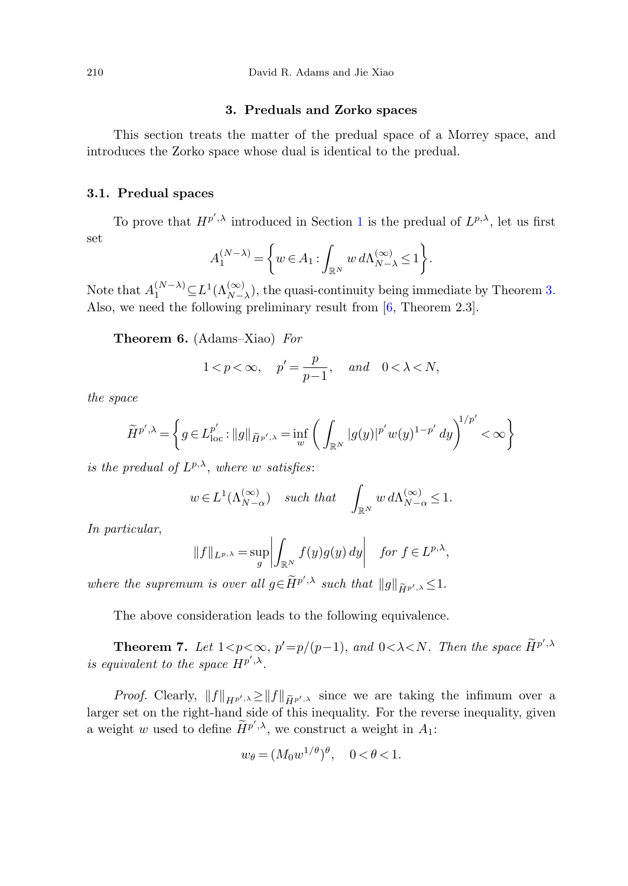## 3. Preduals and Zorko spaces

This section treats the matter of the predual space of a Morrey space, and introduces the Zorko space whose dual is identical to the predual.

### 3.1. Predual spaces

To prove that $H^{p',\lambda}$ introduced in Section 1 is the predual of $L^{p,\lambda}$, let us first set

$$A_1^{(N-\lambda)} = \left\{ w \in A_1 : \int_{\mathbb{R}^N} w \, d\Lambda_{N-\lambda}^{(\infty)} \le 1 \right\}.$$

Note that $A_1^{(N-\lambda)} \subseteq L^1(\Lambda_{N-\lambda}^{(\infty)})$, the quasi-continuity being immediate by Theorem 3. Also, we need the following preliminary result from [6, Theorem 2.3].

**Theorem 6.** (Adams–Xiao) *For*

$$1 < p < \infty, \quad p' = \frac{p}{p-1}, \quad \text{and} \quad 0 < \lambda < N,$$

*the space*

$$\widetilde{H}^{p',\lambda} = \left\{ g \in L^{p'}_{\mathrm{loc}} : \|g\|_{\widetilde{H}^{p',\lambda}} = \inf_w \left( \int_{\mathbb{R}^N} |g(y)|^{p'} w(y)^{1-p'} \, dy \right)^{1/p'} < \infty \right\}$$

*is the predual of $L^{p,\lambda}$, where $w$ satisfies:*

$$w \in L^1(\Lambda_{N-\alpha}^{(\infty)}) \quad \text{such that} \quad \int_{\mathbb{R}^N} w \, d\Lambda_{N-\alpha}^{(\infty)} \le 1.$$

*In particular,*

$$\|f\|_{L^{p,\lambda}} = \sup_g \left| \int_{\mathbb{R}^N} f(y) g(y) \, dy \right| \quad \text{for } f \in L^{p,\lambda},$$

*where the supremum is over all $g \in \widetilde{H}^{p',\lambda}$ such that $\|g\|_{\widetilde{H}^{p',\lambda}} \le 1$.*

The above consideration leads to the following equivalence.

**Theorem 7.** *Let $1<p<\infty$, $p'=p/(p-1)$, and $0<\lambda<N$. Then the space $\widetilde{H}^{p',\lambda}$ is equivalent to the space $H^{p',\lambda}$.*

*Proof.* Clearly, $\|f\|_{H^{p',\lambda}} \ge \|f\|_{\widetilde{H}^{p',\lambda}}$ since we are taking the infimum over a larger set on the right-hand side of this inequality. For the reverse inequality, given a weight $w$ used to define $\widetilde{H}^{p',\lambda}$, we construct a weight in $A_1$:

$$w_\theta = (M_0 w^{1/\theta})^\theta, \quad 0 < \theta < 1.$$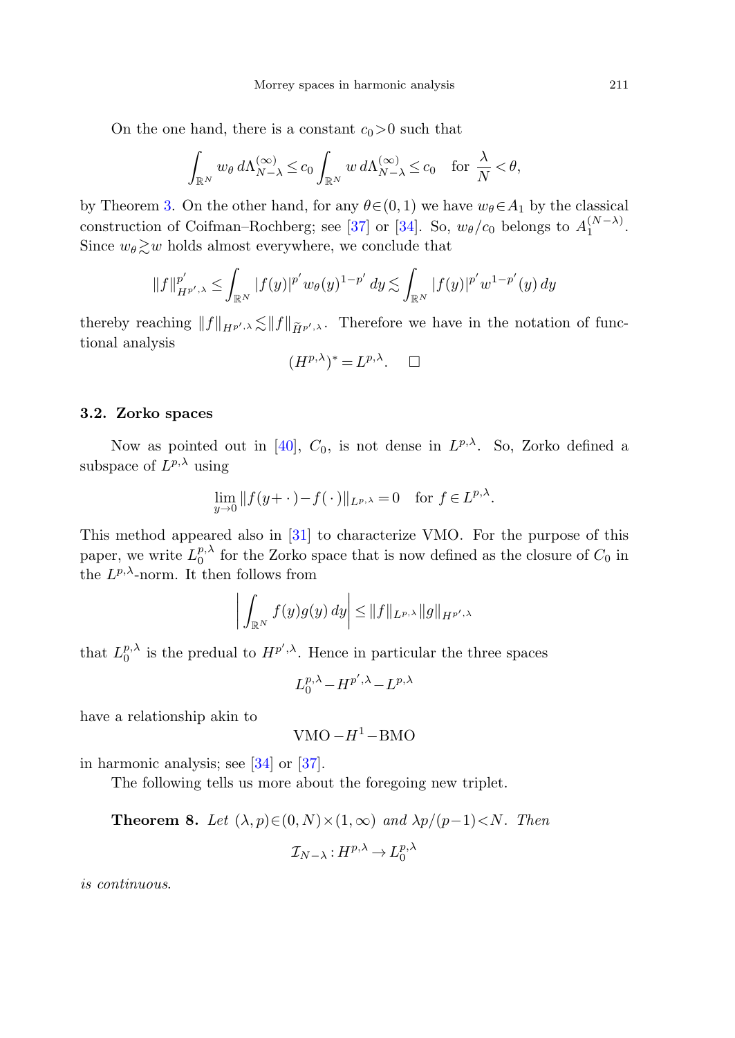On the one hand, there is a constant $c_0>0$ such that

$$\int_{\mathbb{R}^N} w_\theta \, d\Lambda_{N-\lambda}^{(\infty)} \le c_0 \int_{\mathbb{R}^N} w \, d\Lambda_{N-\lambda}^{(\infty)} \le c_0 \quad \text{for } \frac{\lambda}{N} < \theta,$$

by Theorem 3. On the other hand, for any $\theta \in (0,1)$ we have $w_\theta \in A_1$ by the classical construction of Coifman–Rochberg; see [37] or [34]. So, $w_\theta/c_0$ belongs to $A_1^{(N-\lambda)}$. Since $w_\theta \gtrsim w$ holds almost everywhere, we conclude that

$$\|f\|_{H^{p',\lambda}}^{p'} \le \int_{\mathbb{R}^N} |f(y)|^{p'} w_\theta(y)^{1-p'} \, dy \lesssim \int_{\mathbb{R}^N} |f(y)|^{p'} w^{1-p'}(y) \, dy$$

thereby reaching $\|f\|_{H^{p',\lambda}} \lesssim \|f\|_{\widetilde{H}^{p',\lambda}}$. Therefore we have in the notation of functional analysis

$$(H^{p,\lambda})^* = L^{p,\lambda}. \quad \square$$

### 3.2. Zorko spaces

Now as pointed out in [40], $C_0$, is not dense in $L^{p,\lambda}$. So, Zorko defined a subspace of $L^{p,\lambda}$ using

$$\lim_{y \to 0} \|f(y+\cdot\,) - f(\,\cdot\,)\|_{L^{p,\lambda}} = 0 \quad \text{for } f \in L^{p,\lambda}.$$

This method appeared also in [31] to characterize VMO. For the purpose of this paper, we write $L_0^{p,\lambda}$ for the Zorko space that is now defined as the closure of $C_0$ in the $L^{p,\lambda}$-norm. It then follows from

$$\left| \int_{\mathbb{R}^N} f(y) g(y) \, dy \right| \le \|f\|_{L^{p,\lambda}} \|g\|_{H^{p',\lambda}}$$

that $L_0^{p,\lambda}$ is the predual to $H^{p',\lambda}$. Hence in particular the three spaces

$$L_0^{p,\lambda} - H^{p',\lambda} - L^{p,\lambda}$$

have a relationship akin to

$$\text{VMO} - H^1 - \text{BMO}$$

in harmonic analysis; see [34] or [37].

The following tells us more about the foregoing new triplet.

**Theorem 8.** *Let $(\lambda,p) \in (0,N) \times (1,\infty)$ and $\lambda p/(p-1) < N$. Then*

$$\mathcal{I}_{N-\lambda} : H^{p,\lambda} \to L_0^{p,\lambda}$$

*is continuous.*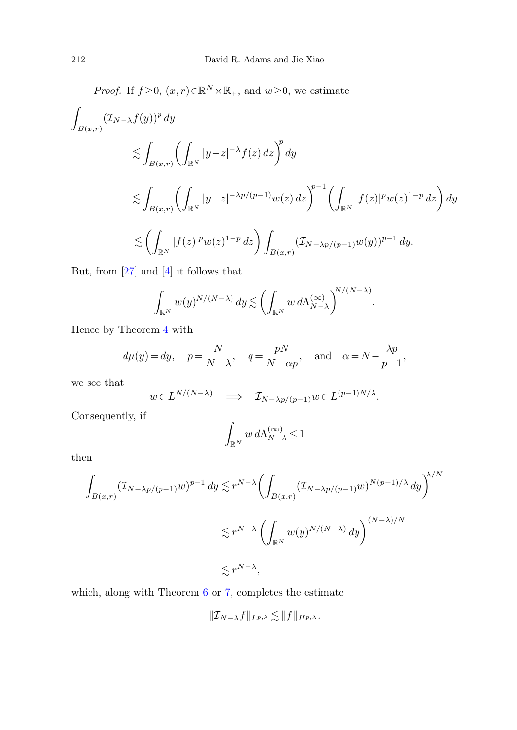*Proof.* If $f \geq 0$, $(x,r) \in \mathbb{R}^N \times \mathbb{R}_+$, and $w \geq 0$, we estimate

$$
\begin{aligned}
\int_{B(x,r)} (\mathcal{I}_{N-\lambda} f(y))^p \, dy
&\lesssim \int_{B(x,r)} \left( \int_{\mathbb{R}^N} |y-z|^{-\lambda} f(z) \, dz \right)^p dy \\
&\lesssim \int_{B(x,r)} \left( \int_{\mathbb{R}^N} |y-z|^{-\lambda p/(p-1)} w(z) \, dz \right)^{p-1} \left( \int_{\mathbb{R}^N} |f(z)|^p w(z)^{1-p} \, dz \right) dy \\
&\lesssim \left( \int_{\mathbb{R}^N} |f(z)|^p w(z)^{1-p} \, dz \right) \int_{B(x,r)} (\mathcal{I}_{N-\lambda p/(p-1)} w(y))^{p-1} \, dy.
\end{aligned}
$$

But, from [27] and [4] it follows that

$$
\int_{\mathbb{R}^N} w(y)^{N/(N-\lambda)} \, dy \lesssim \left( \int_{\mathbb{R}^N} w \, d\Lambda_{N-\lambda}^{(\infty)} \right)^{N/(N-\lambda)}.
$$

Hence by Theorem 4 with

$$
d\mu(y) = dy, \quad p = \frac{N}{N-\lambda}, \quad q = \frac{pN}{N-\alpha p}, \quad \text{and} \quad \alpha = N - \frac{\lambda p}{p-1},
$$

we see that

$$
w \in L^{N/(N-\lambda)} \implies \mathcal{I}_{N-\lambda p/(p-1)} w \in L^{(p-1)N/\lambda}.
$$

Consequently, if

$$
\int_{\mathbb{R}^N} w \, d\Lambda_{N-\lambda}^{(\infty)} \leq 1
$$

then

$$
\begin{aligned}
\int_{B(x,r)} (\mathcal{I}_{N-\lambda p/(p-1)} w)^{p-1} \, dy &\lesssim r^{N-\lambda} \left( \int_{B(x,r)} (\mathcal{I}_{N-\lambda p/(p-1)} w)^{N(p-1)/\lambda} \, dy \right)^{\lambda/N} \\
&\lesssim r^{N-\lambda} \left( \int_{\mathbb{R}^N} w(y)^{N/(N-\lambda)} \, dy \right)^{(N-\lambda)/N} \\
&\lesssim r^{N-\lambda},
\end{aligned}
$$

which, along with Theorem 6 or 7, completes the estimate

$$
\|\mathcal{I}_{N-\lambda} f\|_{L^{p,\lambda}} \lesssim \|f\|_{H^{p,\lambda}}.
$$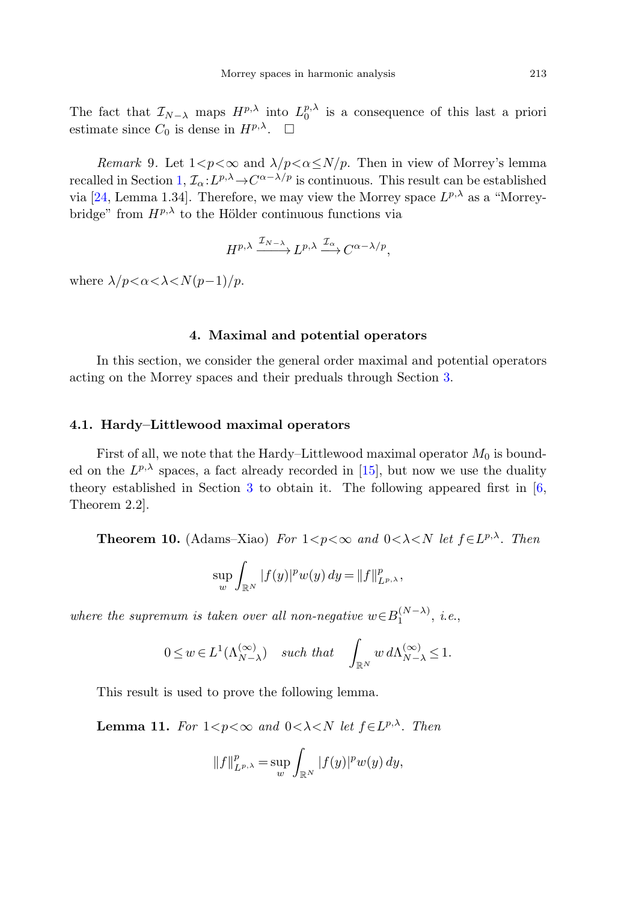The fact that $\mathcal{I}_{N-\lambda}$ maps $H^{p,\lambda}$ into $L_0^{p,\lambda}$ is a consequence of this last a priori estimate since $C_0$ is dense in $H^{p,\lambda}$. $\square$

*Remark* 9. Let $1<p<\infty$ and $\lambda/p<\alpha\le N/p$. Then in view of Morrey's lemma recalled in Section 1, $\mathcal{I}_\alpha: L^{p,\lambda}\to C^{\alpha-\lambda/p}$ is continuous. This result can be established via [24, Lemma 1.34]. Therefore, we may view the Morrey space $L^{p,\lambda}$ as a "Morrey-bridge" from $H^{p,\lambda}$ to the Hölder continuous functions via

$$H^{p,\lambda} \xrightarrow{\mathcal{I}_{N-\lambda}} L^{p,\lambda} \xrightarrow{\mathcal{I}_\alpha} C^{\alpha-\lambda/p},$$

where $\lambda/p<\alpha<\lambda<N(p-1)/p$.

## 4. Maximal and potential operators

In this section, we consider the general order maximal and potential operators acting on the Morrey spaces and their preduals through Section 3.

### 4.1. Hardy–Littlewood maximal operators

First of all, we note that the Hardy–Littlewood maximal operator $M_0$ is bounded on the $L^{p,\lambda}$ spaces, a fact already recorded in [15], but now we use the duality theory established in Section 3 to obtain it. The following appeared first in [6, Theorem 2.2].

**Theorem 10.** (Adams–Xiao) *For $1<p<\infty$ and $0<\lambda<N$ let $f\in L^{p,\lambda}$. Then*

$$\sup_w \int_{\mathbb{R}^N} |f(y)|^p w(y)\,dy = \|f\|_{L^{p,\lambda}}^p,$$

*where the supremum is taken over all non-negative $w\in B_1^{(N-\lambda)}$, i.e.,*

$$0\le w\in L^1(\Lambda_{N-\lambda}^{(\infty)}) \quad \textit{such that} \quad \int_{\mathbb{R}^N} w\,d\Lambda_{N-\lambda}^{(\infty)}\le 1.$$

This result is used to prove the following lemma.

**Lemma 11.** *For $1<p<\infty$ and $0<\lambda<N$ let $f\in L^{p,\lambda}$. Then*

$$\|f\|_{L^{p,\lambda}}^p = \sup_w \int_{\mathbb{R}^N} |f(y)|^p w(y)\,dy,$$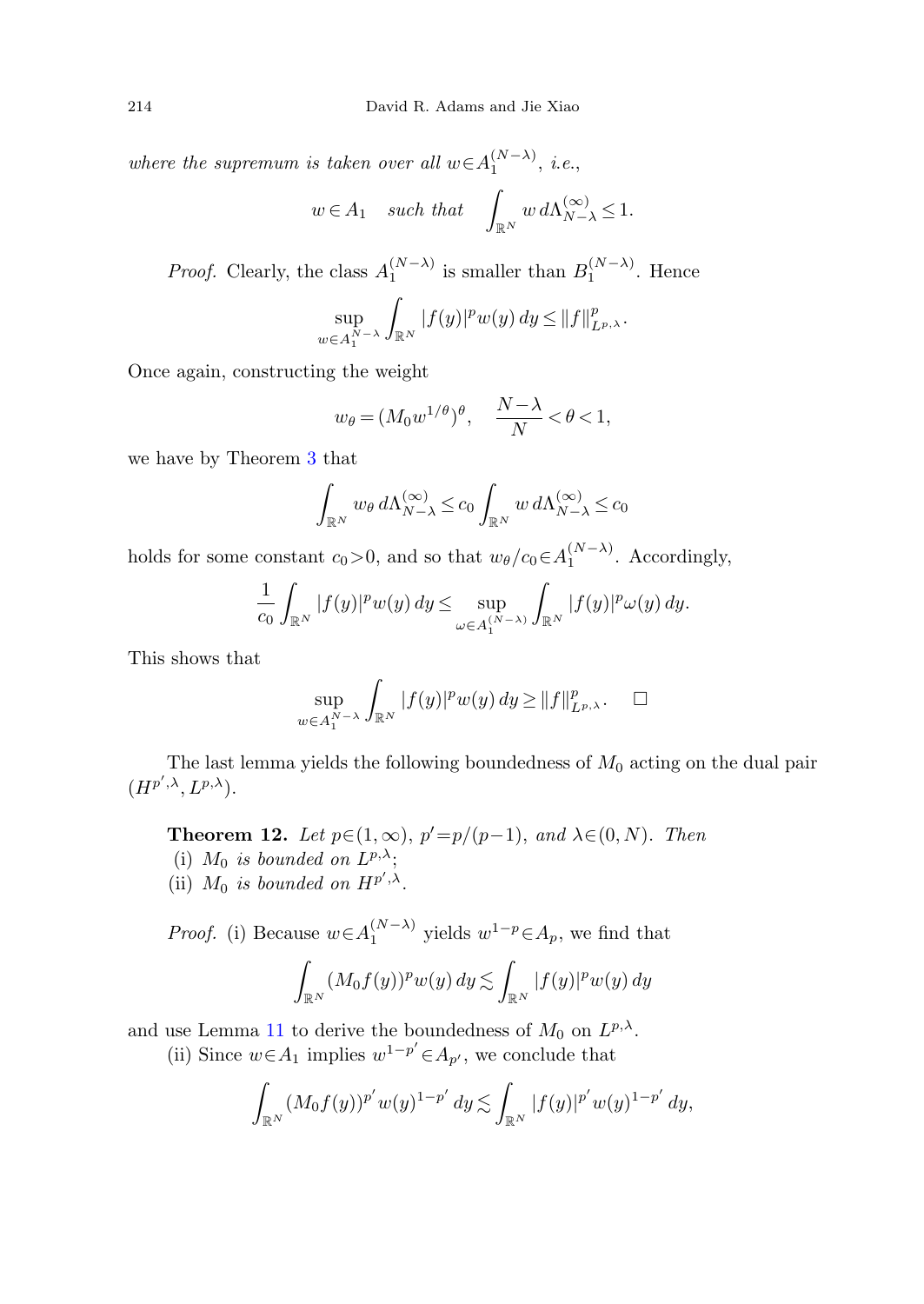*where the supremum is taken over all* $w \in A_1^{(N-\lambda)}$, *i.e.*,

$$w \in A_1 \quad \textit{such that} \quad \int_{\mathbb{R}^N} w \, d\Lambda_{N-\lambda}^{(\infty)} \le 1.$$

*Proof.* Clearly, the class $A_1^{(N-\lambda)}$ is smaller than $B_1^{(N-\lambda)}$. Hence

$$\sup_{w \in A_1^{N-\lambda}} \int_{\mathbb{R}^N} |f(y)|^p w(y) \, dy \le \|f\|_{L^{p,\lambda}}^p.$$

Once again, constructing the weight

$$w_\theta = (M_0 w^{1/\theta})^\theta, \quad \frac{N-\lambda}{N} < \theta < 1,$$

we have by Theorem 3 that

$$\int_{\mathbb{R}^N} w_\theta \, d\Lambda_{N-\lambda}^{(\infty)} \le c_0 \int_{\mathbb{R}^N} w \, d\Lambda_{N-\lambda}^{(\infty)} \le c_0$$

holds for some constant $c_0 > 0$, and so that $w_\theta / c_0 \in A_1^{(N-\lambda)}$. Accordingly,

$$\frac{1}{c_0} \int_{\mathbb{R}^N} |f(y)|^p w(y) \, dy \le \sup_{\omega \in A_1^{(N-\lambda)}} \int_{\mathbb{R}^N} |f(y)|^p \omega(y) \, dy.$$

This shows that

$$\sup_{w \in A_1^{N-\lambda}} \int_{\mathbb{R}^N} |f(y)|^p w(y) \, dy \ge \|f\|_{L^{p,\lambda}}^p. \qquad \square$$

The last lemma yields the following boundedness of $M_0$ acting on the dual pair $(H^{p',\lambda}, L^{p,\lambda})$.

**Theorem 12.** *Let* $p \in (1, \infty)$, $p' = p/(p-1)$, *and* $\lambda \in (0, N)$. *Then*
(i) $M_0$ *is bounded on* $L^{p,\lambda}$;
(ii) $M_0$ *is bounded on* $H^{p',\lambda}$.

*Proof.* (i) Because $w \in A_1^{(N-\lambda)}$ yields $w^{1-p} \in A_p$, we find that

$$\int_{\mathbb{R}^N} (M_0 f(y))^p w(y) \, dy \lesssim \int_{\mathbb{R}^N} |f(y)|^p w(y) \, dy$$

and use Lemma 11 to derive the boundedness of $M_0$ on $L^{p,\lambda}$.

(ii) Since $w \in A_1$ implies $w^{1-p'} \in A_{p'}$, we conclude that

$$\int_{\mathbb{R}^N} (M_0 f(y))^{p'} w(y)^{1-p'} \, dy \lesssim \int_{\mathbb{R}^N} |f(y)|^{p'} w(y)^{1-p'} \, dy,$$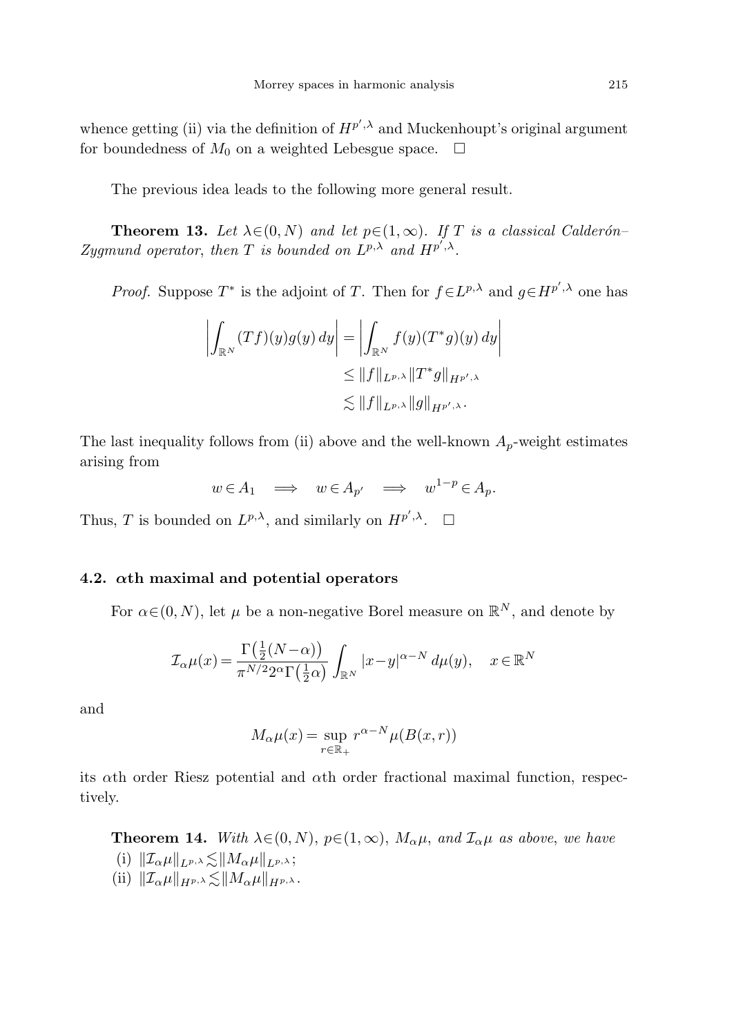whence getting (ii) via the definition of $H^{p',\lambda}$ and Muckenhoupt's original argument for boundedness of $M_0$ on a weighted Lebesgue space. $\square$

The previous idea leads to the following more general result.

**Theorem 13.** *Let $\lambda\in(0,N)$ and let $p\in(1,\infty)$. If $T$ is a classical Calderón–Zygmund operator, then $T$ is bounded on $L^{p,\lambda}$ and $H^{p',\lambda}$.*

*Proof.* Suppose $T^*$ is the adjoint of $T$. Then for $f\in L^{p,\lambda}$ and $g\in H^{p',\lambda}$ one has

$$\begin{aligned}
\left|\int_{\mathbb{R}^N}(Tf)(y)g(y)\,dy\right| &= \left|\int_{\mathbb{R}^N} f(y)(T^*g)(y)\,dy\right| \\
&\le \|f\|_{L^{p,\lambda}}\|T^*g\|_{H^{p',\lambda}} \\
&\lesssim \|f\|_{L^{p,\lambda}}\|g\|_{H^{p',\lambda}}.
\end{aligned}$$

The last inequality follows from (ii) above and the well-known $A_p$-weight estimates arising from

$$w\in A_1 \quad\Longrightarrow\quad w\in A_{p'} \quad\Longrightarrow\quad w^{1-p}\in A_p.$$

Thus, $T$ is bounded on $L^{p,\lambda}$, and similarly on $H^{p',\lambda}$. $\square$

### 4.2. $\alpha$th maximal and potential operators

For $\alpha\in(0,N)$, let $\mu$ be a non-negative Borel measure on $\mathbb{R}^N$, and denote by

$$\mathcal{I}_\alpha\mu(x) = \frac{\Gamma\big(\frac{1}{2}(N-\alpha)\big)}{\pi^{N/2}2^\alpha\Gamma\big(\frac{1}{2}\alpha\big)}\int_{\mathbb{R}^N}|x-y|^{\alpha-N}\,d\mu(y), \quad x\in\mathbb{R}^N$$

and

$$M_\alpha\mu(x) = \sup_{r\in\mathbb{R}_+} r^{\alpha-N}\mu(B(x,r))$$

its $\alpha$th order Riesz potential and $\alpha$th order fractional maximal function, respectively.

**Theorem 14.** *With $\lambda\in(0,N)$, $p\in(1,\infty)$, $M_\alpha\mu$, and $\mathcal{I}_\alpha\mu$ as above, we have*

(i) $\|\mathcal{I}_\alpha\mu\|_{L^{p,\lambda}}\lesssim\|M_\alpha\mu\|_{L^{p,\lambda}}$;

(ii) $\|\mathcal{I}_\alpha\mu\|_{H^{p,\lambda}}\lesssim\|M_\alpha\mu\|_{H^{p,\lambda}}$.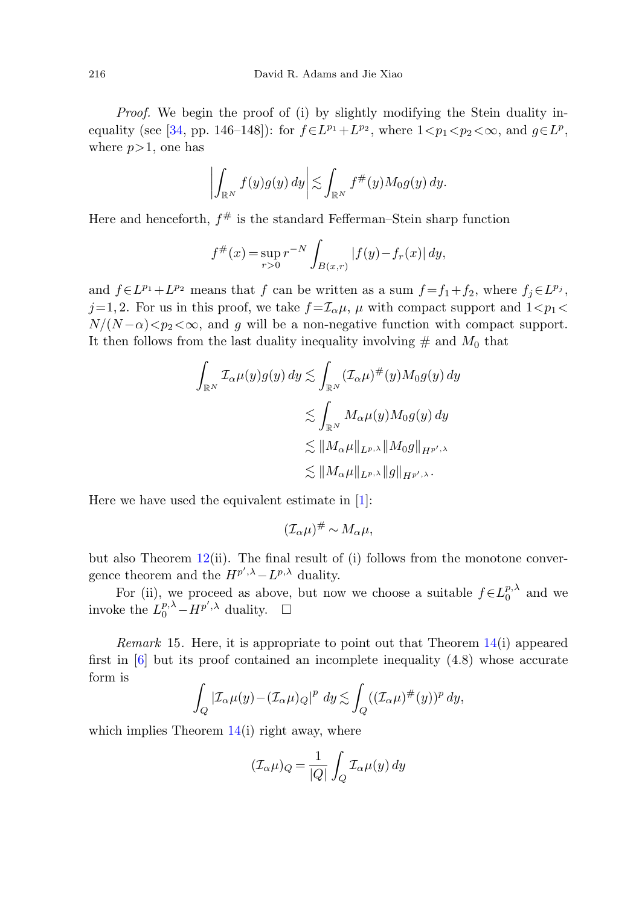*Proof.* We begin the proof of (i) by slightly modifying the Stein duality inequality (see [34, pp. 146–148]): for $f\in L^{p_1}+L^{p_2}$, where $1<p_1<p_2<\infty$, and $g\in L^p$, where $p>1$, one has

$$\left|\int_{\mathbb{R}^N} f(y)g(y)\,dy\right| \lesssim \int_{\mathbb{R}^N} f^{\#}(y)M_0 g(y)\,dy.$$

Here and henceforth, $f^{\#}$ is the standard Fefferman–Stein sharp function

$$f^{\#}(x)=\sup_{r>0} r^{-N}\int_{B(x,r)}|f(y)-f_r(x)|\,dy,$$

and $f\in L^{p_1}+L^{p_2}$ means that $f$ can be written as a sum $f=f_1+f_2$, where $f_j\in L^{p_j}$, $j=1,2$. For us in this proof, we take $f=\mathcal{I}_\alpha\mu$, $\mu$ with compact support and $1<p_1<N/(N-\alpha)<p_2<\infty$, and $g$ will be a non-negative function with compact support. It then follows from the last duality inequality involving $\#$ and $M_0$ that

$$\begin{aligned}
\int_{\mathbb{R}^N} \mathcal{I}_\alpha\mu(y)g(y)\,dy &\lesssim \int_{\mathbb{R}^N} (\mathcal{I}_\alpha\mu)^{\#}(y)M_0 g(y)\,dy \\
&\lesssim \int_{\mathbb{R}^N} M_\alpha\mu(y)M_0 g(y)\,dy \\
&\lesssim \|M_\alpha\mu\|_{L^{p,\lambda}}\|M_0 g\|_{H^{p',\lambda}} \\
&\lesssim \|M_\alpha\mu\|_{L^{p,\lambda}}\|g\|_{H^{p',\lambda}}.
\end{aligned}$$

Here we have used the equivalent estimate in [1]:

$$(\mathcal{I}_\alpha\mu)^{\#}\sim M_\alpha\mu,$$

but also Theorem 12(ii). The final result of (i) follows from the monotone convergence theorem and the $H^{p',\lambda}-L^{p,\lambda}$ duality.

For (ii), we proceed as above, but now we choose a suitable $f\in L_0^{p,\lambda}$ and we invoke the $L_0^{p,\lambda}-H^{p',\lambda}$ duality. $\square$

*Remark* 15. Here, it is appropriate to point out that Theorem 14(i) appeared first in [6] but its proof contained an incomplete inequality (4.8) whose accurate form is

$$\int_Q |\mathcal{I}_\alpha\mu(y)-(\mathcal{I}_\alpha\mu)_Q|^p\,dy \lesssim \int_Q ((\mathcal{I}_\alpha\mu)^{\#}(y))^p\,dy,$$

which implies Theorem 14(i) right away, where

$$(\mathcal{I}_\alpha\mu)_Q=\frac{1}{|Q|}\int_Q \mathcal{I}_\alpha\mu(y)\,dy$$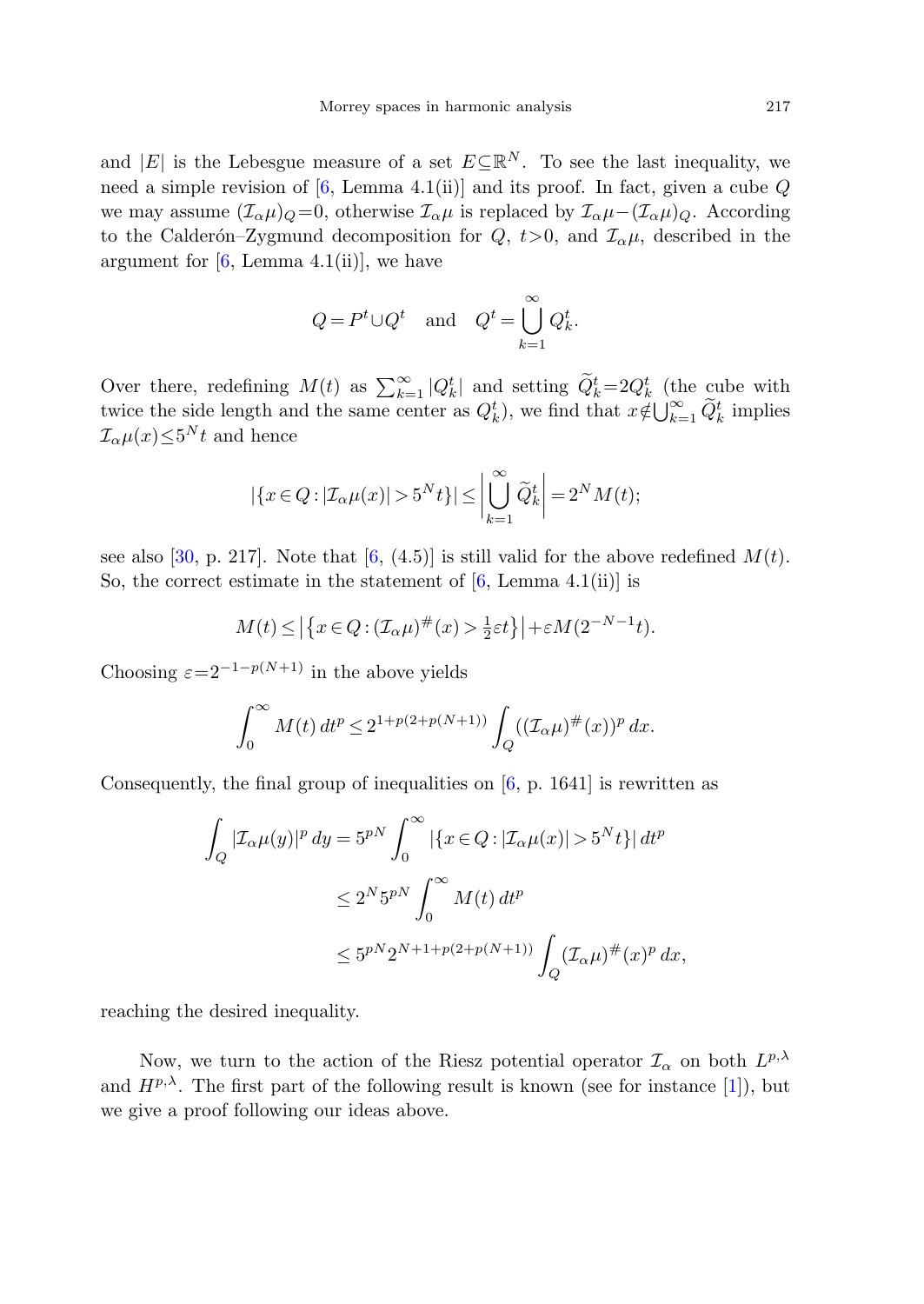and $|E|$ is the Lebesgue measure of a set $E\subseteq\mathbb{R}^N$. To see the last inequality, we need a simple revision of [6, Lemma 4.1(ii)] and its proof. In fact, given a cube $Q$ we may assume $(\mathcal{I}_\alpha\mu)_Q=0$, otherwise $\mathcal{I}_\alpha\mu$ is replaced by $\mathcal{I}_\alpha\mu-(\mathcal{I}_\alpha\mu)_Q$. According to the Calderón–Zygmund decomposition for $Q$, $t>0$, and $\mathcal{I}_\alpha\mu$, described in the argument for [6, Lemma 4.1(ii)], we have

$$Q=P^t\cup Q^t \quad \text{and} \quad Q^t=\bigcup_{k=1}^{\infty} Q_k^t.$$

Over there, redefining $M(t)$ as $\sum_{k=1}^{\infty}|Q_k^t|$ and setting $\widetilde{Q}_k^t=2Q_k^t$ (the cube with twice the side length and the same center as $Q_k^t$), we find that $x\notin\bigcup_{k=1}^{\infty}\widetilde{Q}_k^t$ implies $\mathcal{I}_\alpha\mu(x)\le 5^N t$ and hence

$$|\{x\in Q:|\mathcal{I}_\alpha\mu(x)|>5^N t\}|\le\left|\bigcup_{k=1}^{\infty}\widetilde{Q}_k^t\right|=2^N M(t);$$

see also [30, p. 217]. Note that [6, (4.5)] is still valid for the above redefined $M(t)$. So, the correct estimate in the statement of [6, Lemma 4.1(ii)] is

$$M(t)\le\left|\left\{x\in Q:(\mathcal{I}_\alpha\mu)^{\#}(x)>\tfrac{1}{2}\varepsilon t\right\}\right|+\varepsilon M(2^{-N-1}t).$$

Choosing $\varepsilon=2^{-1-p(N+1)}$ in the above yields

$$\int_0^\infty M(t)\,dt^p\le 2^{1+p(2+p(N+1))}\int_Q((\mathcal{I}_\alpha\mu)^{\#}(x))^p\,dx.$$

Consequently, the final group of inequalities on [6, p. 1641] is rewritten as

$$\begin{aligned}
\int_Q|\mathcal{I}_\alpha\mu(y)|^p\,dy &= 5^{pN}\int_0^\infty|\{x\in Q:|\mathcal{I}_\alpha\mu(x)|>5^N t\}|\,dt^p\\
&\le 2^N 5^{pN}\int_0^\infty M(t)\,dt^p\\
&\le 5^{pN}2^{N+1+p(2+p(N+1))}\int_Q(\mathcal{I}_\alpha\mu)^{\#}(x)^p\,dx,
\end{aligned}$$

reaching the desired inequality.

Now, we turn to the action of the Riesz potential operator $\mathcal{I}_\alpha$ on both $L^{p,\lambda}$ and $H^{p,\lambda}$. The first part of the following result is known (see for instance [1]), but we give a proof following our ideas above.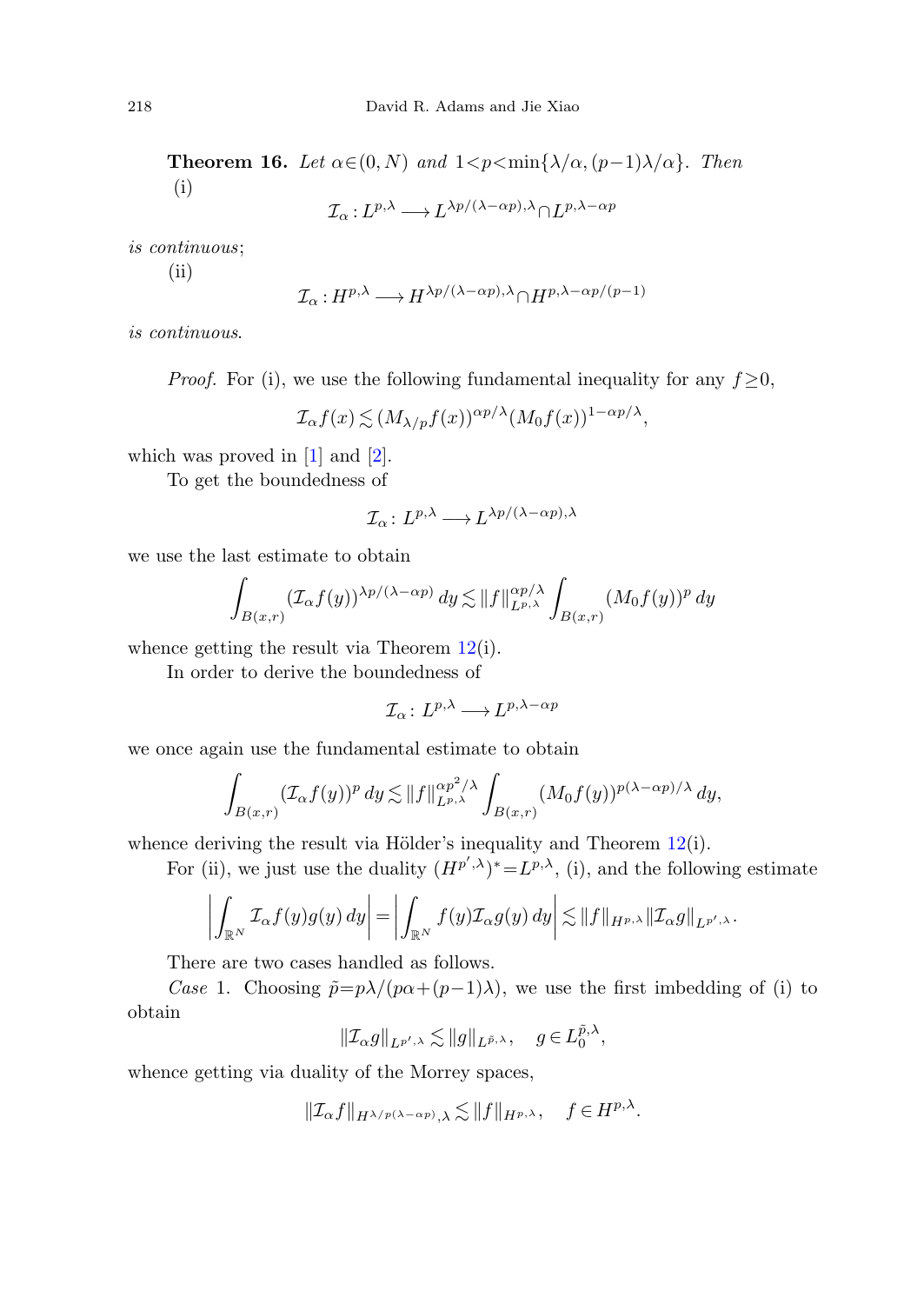**Theorem 16.** *Let $\alpha\in(0,N)$ and $1<p<\min\{\lambda/\alpha,(p-1)\lambda/\alpha\}$. Then*

(i)

$$\mathcal{I}_\alpha : L^{p,\lambda} \longrightarrow L^{\lambda p/(\lambda-\alpha p),\lambda} \cap L^{p,\lambda-\alpha p}$$

*is continuous*;

(ii)

$$\mathcal{I}_\alpha : H^{p,\lambda} \longrightarrow H^{\lambda p/(\lambda-\alpha p),\lambda} \cap H^{p,\lambda-\alpha p/(p-1)}$$

*is continuous.*

*Proof.* For (i), we use the following fundamental inequality for any $f\geq 0$,

$$\mathcal{I}_\alpha f(x) \lesssim (M_{\lambda/p} f(x))^{\alpha p/\lambda} (M_0 f(x))^{1-\alpha p/\lambda},$$

which was proved in [1] and [2].

To get the boundedness of

$$\mathcal{I}_\alpha \colon L^{p,\lambda} \longrightarrow L^{\lambda p/(\lambda-\alpha p),\lambda}$$

we use the last estimate to obtain

$$\int_{B(x,r)} (\mathcal{I}_\alpha f(y))^{\lambda p/(\lambda-\alpha p)}\, dy \lesssim \|f\|_{L^{p,\lambda}}^{\alpha p/\lambda} \int_{B(x,r)} (M_0 f(y))^p \, dy$$

whence getting the result via Theorem 12(i).

In order to derive the boundedness of

$$\mathcal{I}_\alpha \colon L^{p,\lambda} \longrightarrow L^{p,\lambda-\alpha p}$$

we once again use the fundamental estimate to obtain

$$\int_{B(x,r)} (\mathcal{I}_\alpha f(y))^p \, dy \lesssim \|f\|_{L^{p,\lambda}}^{\alpha p^2/\lambda} \int_{B(x,r)} (M_0 f(y))^{p(\lambda-\alpha p)/\lambda} \, dy,$$

whence deriving the result via Hölder's inequality and Theorem 12(i).

For (ii), we just use the duality $(H^{p',\lambda})^* = L^{p,\lambda}$, (i), and the following estimate

$$\left| \int_{\mathbb{R}^N} \mathcal{I}_\alpha f(y) g(y)\, dy \right| = \left| \int_{\mathbb{R}^N} f(y) \mathcal{I}_\alpha g(y)\, dy \right| \lesssim \|f\|_{H^{p,\lambda}} \|\mathcal{I}_\alpha g\|_{L^{p',\lambda}}.$$

There are two cases handled as follows.

*Case* 1. Choosing $\tilde{p} = p\lambda/(p\alpha+(p-1)\lambda)$, we use the first imbedding of (i) to obtain

$$\|\mathcal{I}_\alpha g\|_{L^{p',\lambda}} \lesssim \|g\|_{L^{\tilde{p},\lambda}}, \quad g \in L_0^{\tilde{p},\lambda},$$

whence getting via duality of the Morrey spaces,

$$\|\mathcal{I}_\alpha f\|_{H^{\lambda/p(\lambda-\alpha p)},\lambda} \lesssim \|f\|_{H^{p,\lambda}}, \quad f \in H^{p,\lambda}.$$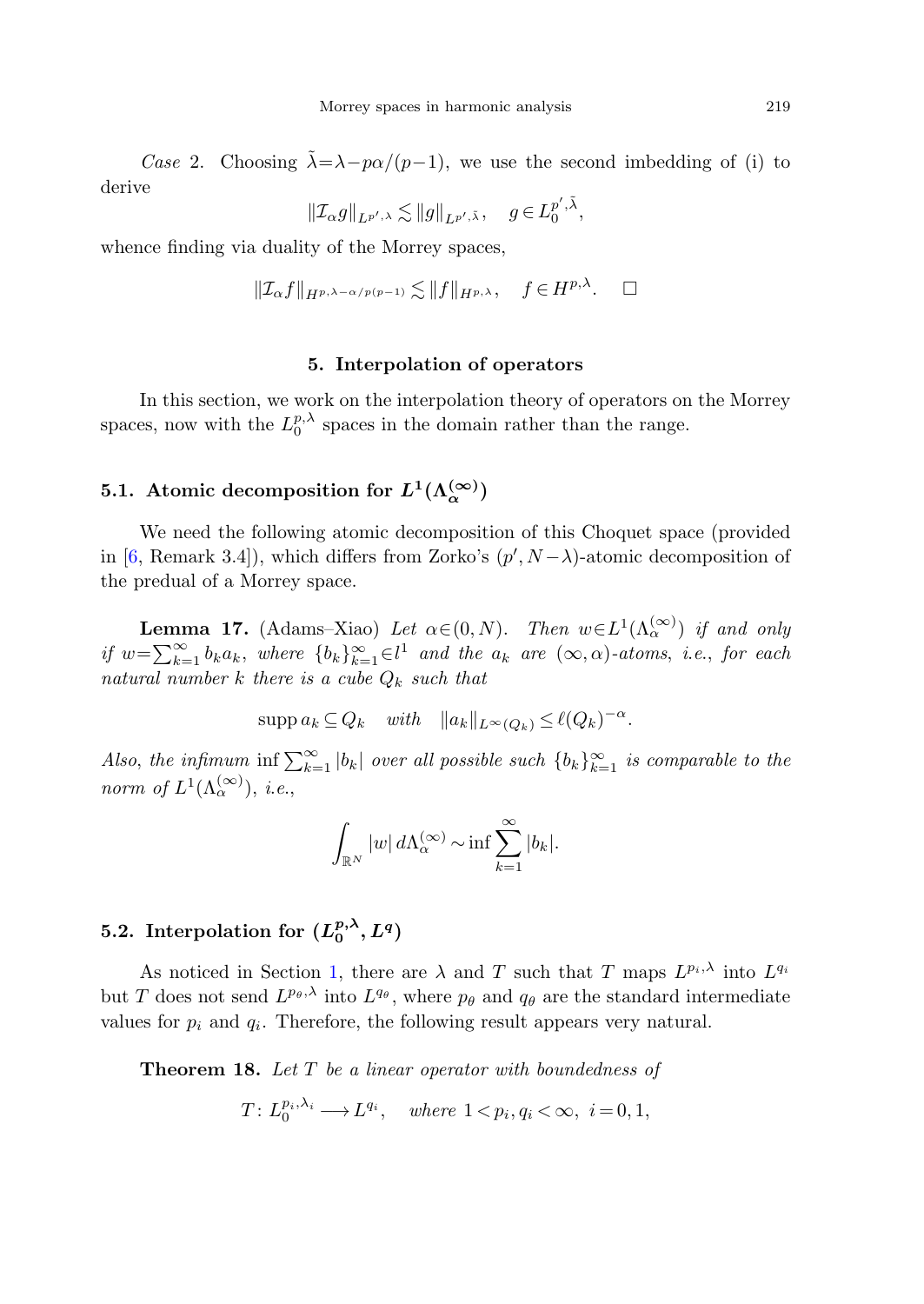*Case* 2. Choosing $\tilde{\lambda}=\lambda-p\alpha/(p-1)$, we use the second imbedding of (i) to derive

$$\|\mathcal{I}_\alpha g\|_{L^{p',\lambda}} \lesssim \|g\|_{L^{p',\tilde{\lambda}}}, \quad g \in L_0^{p',\tilde{\lambda}},$$

whence finding via duality of the Morrey spaces,

$$\|\mathcal{I}_\alpha f\|_{H^{p,\lambda-\alpha/p(p-1)}} \lesssim \|f\|_{H^{p,\lambda}}, \quad f \in H^{p,\lambda}. \quad \square$$

## 5. Interpolation of operators

In this section, we work on the interpolation theory of operators on the Morrey spaces, now with the $L_0^{p,\lambda}$ spaces in the domain rather than the range.

### 5.1. Atomic decomposition for $L^1(\Lambda_\alpha^{(\infty)})$

We need the following atomic decomposition of this Choquet space (provided in [6, Remark 3.4]), which differs from Zorko's $(p', N-\lambda)$-atomic decomposition of the predual of a Morrey space.

**Lemma 17.** (Adams–Xiao) *Let $\alpha \in (0,N)$. Then $w \in L^1(\Lambda_\alpha^{(\infty)})$ if and only if $w=\sum_{k=1}^\infty b_k a_k$, where $\{b_k\}_{k=1}^\infty \in l^1$ and the $a_k$ are $(\infty,\alpha)$-atoms, i.e., for each natural number $k$ there is a cube $Q_k$ such that*

$$\operatorname{supp} a_k \subseteq Q_k \quad \textit{with} \quad \|a_k\|_{L^\infty(Q_k)} \le \ell(Q_k)^{-\alpha}.$$

*Also, the infimum $\inf \sum_{k=1}^\infty |b_k|$ over all possible such $\{b_k\}_{k=1}^\infty$ is comparable to the norm of $L^1(\Lambda_\alpha^{(\infty)})$, i.e.,*

$$\int_{\mathbb{R}^N} |w| \, d\Lambda_\alpha^{(\infty)} \sim \inf \sum_{k=1}^\infty |b_k|.$$

### 5.2. Interpolation for $(L_0^{p,\lambda}, L^q)$

As noticed in Section 1, there are $\lambda$ and $T$ such that $T$ maps $L^{p_i,\lambda}$ into $L^{q_i}$ but $T$ does not send $L^{p_\theta,\lambda}$ into $L^{q_\theta}$, where $p_\theta$ and $q_\theta$ are the standard intermediate values for $p_i$ and $q_i$. Therefore, the following result appears very natural.

**Theorem 18.** *Let $T$ be a linear operator with boundedness of*

$$T\colon L_0^{p_i,\lambda_i} \longrightarrow L^{q_i}, \quad \textit{where } 1<p_i, q_i<\infty, \ i=0,1,$$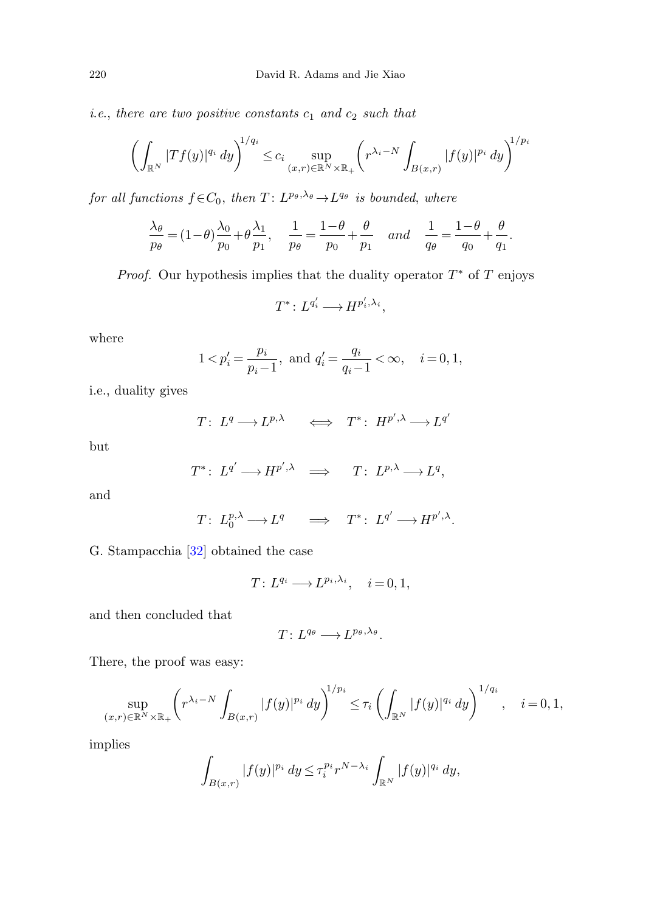*i.e., there are two positive constants $c_1$ and $c_2$ such that*

$$\left(\int_{\mathbb{R}^N} |Tf(y)|^{q_i}\, dy\right)^{1/q_i} \le c_i \sup_{(x,r)\in\mathbb{R}^N\times\mathbb{R}_+} \left(r^{\lambda_i - N}\int_{B(x,r)} |f(y)|^{p_i}\, dy\right)^{1/p_i}$$

*for all functions $f\in C_0$, then $T\colon L^{p_\theta,\lambda_\theta}\to L^{q_\theta}$ is bounded, where*

$$\frac{\lambda_\theta}{p_\theta} = (1-\theta)\frac{\lambda_0}{p_0} + \theta\frac{\lambda_1}{p_1}, \quad \frac{1}{p_\theta} = \frac{1-\theta}{p_0} + \frac{\theta}{p_1} \quad \text{and} \quad \frac{1}{q_\theta} = \frac{1-\theta}{q_0} + \frac{\theta}{q_1}.$$

*Proof.* Our hypothesis implies that the duality operator $T^*$ of $T$ enjoys

$$T^*\colon L^{q_i'} \longrightarrow H^{p_i',\lambda_i},$$

where

$$1 < p_i' = \frac{p_i}{p_i - 1}, \text{ and } q_i' = \frac{q_i}{q_i - 1} < \infty, \quad i = 0, 1,$$

i.e., duality gives

$$T\colon\ L^q \longrightarrow L^{p,\lambda} \quad \iff \quad T^*\colon\ H^{p',\lambda} \longrightarrow L^{q'}$$

but

$$T^*\colon\ L^{q'} \longrightarrow H^{p',\lambda} \quad \Longrightarrow \quad T\colon\ L^{p,\lambda} \longrightarrow L^q,$$

and

$$T\colon\ L_0^{p,\lambda} \longrightarrow L^q \quad \Longrightarrow \quad T^*\colon\ L^{q'} \longrightarrow H^{p',\lambda}.$$

G. Stampacchia [32] obtained the case

$$T\colon L^{q_i} \longrightarrow L^{p_i,\lambda_i}, \quad i = 0, 1,$$

and then concluded that

$$T\colon L^{q_\theta} \longrightarrow L^{p_\theta,\lambda_\theta}.$$

There, the proof was easy:

$$\sup_{(x,r)\in\mathbb{R}^N\times\mathbb{R}_+} \left(r^{\lambda_i - N}\int_{B(x,r)} |f(y)|^{p_i}\, dy\right)^{1/p_i} \le \tau_i \left(\int_{\mathbb{R}^N} |f(y)|^{q_i}\, dy\right)^{1/q_i}, \quad i = 0, 1,$$

implies

$$\int_{B(x,r)} |f(y)|^{p_i}\, dy \le \tau_i^{p_i} r^{N-\lambda_i} \int_{\mathbb{R}^N} |f(y)|^{q_i}\, dy,$$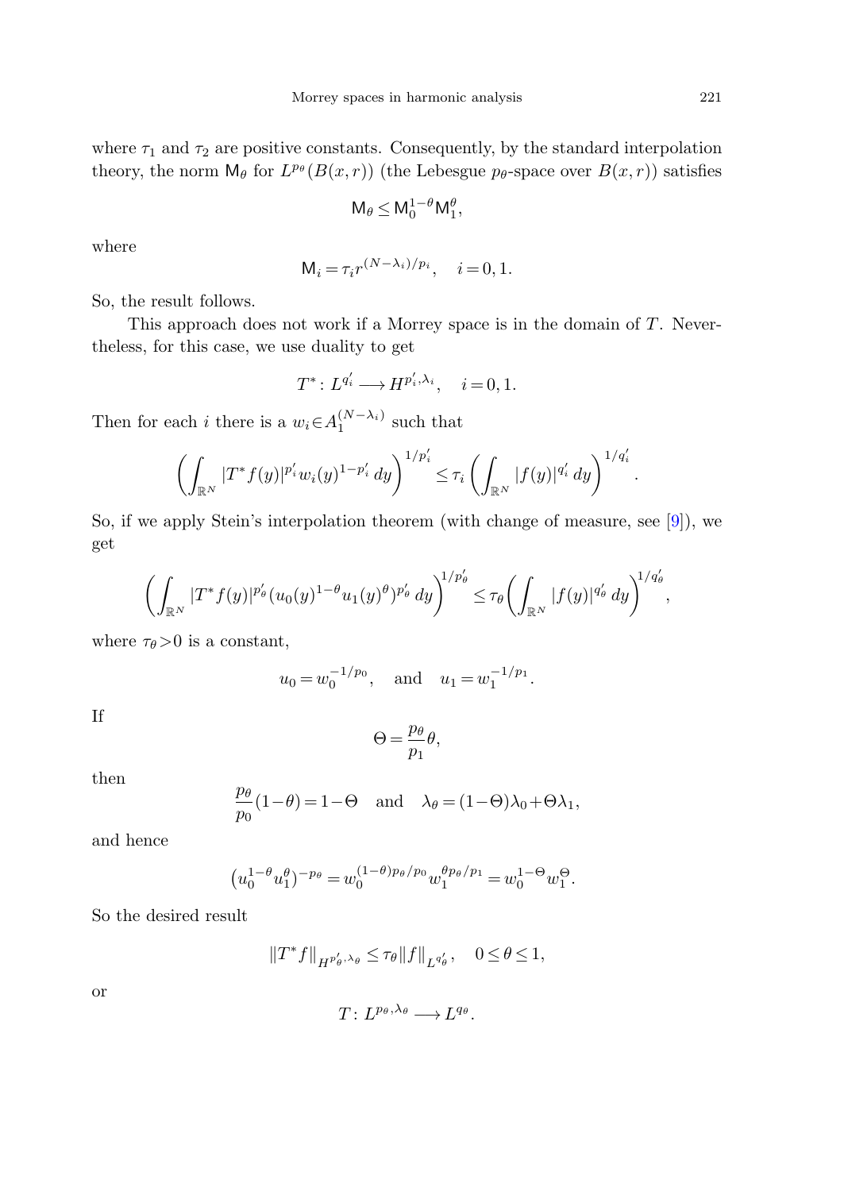where $\tau_1$ and $\tau_2$ are positive constants. Consequently, by the standard interpolation theory, the norm $\mathsf{M}_\theta$ for $L^{p_\theta}(B(x,r))$ (the Lebesgue $p_\theta$-space over $B(x,r)$) satisfies

$$\mathsf{M}_\theta \le \mathsf{M}_0^{1-\theta}\mathsf{M}_1^{\theta},$$

where

$$\mathsf{M}_i = \tau_i r^{(N-\lambda_i)/p_i}, \quad i=0,1.$$

So, the result follows.

This approach does not work if a Morrey space is in the domain of $T$. Nevertheless, for this case, we use duality to get

$$T^*\colon L^{q_i'} \longrightarrow H^{p_i',\lambda_i}, \quad i=0,1.$$

Then for each $i$ there is a $w_i \in A_1^{(N-\lambda_i)}$ such that

$$\left(\int_{\mathbb{R}^N} |T^*f(y)|^{p_i'} w_i(y)^{1-p_i'}\,dy\right)^{1/p_i'} \le \tau_i \left(\int_{\mathbb{R}^N} |f(y)|^{q_i'}\,dy\right)^{1/q_i'}.$$

So, if we apply Stein's interpolation theorem (with change of measure, see [9]), we get

$$\left(\int_{\mathbb{R}^N} |T^*f(y)|^{p_\theta'} (u_0(y)^{1-\theta}u_1(y)^{\theta})^{p_\theta'}\,dy\right)^{1/p_\theta'} \le \tau_\theta \left(\int_{\mathbb{R}^N} |f(y)|^{q_\theta'}\,dy\right)^{1/q_\theta'},$$

where $\tau_\theta > 0$ is a constant,

$$u_0 = w_0^{-1/p_0}, \quad \text{and} \quad u_1 = w_1^{-1/p_1}.$$

If

$$\Theta = \frac{p_\theta}{p_1}\theta,$$

then

$$\frac{p_\theta}{p_0}(1-\theta) = 1-\Theta \quad \text{and} \quad \lambda_\theta = (1-\Theta)\lambda_0 + \Theta\lambda_1,$$

and hence

$$\left(u_0^{1-\theta}u_1^{\theta}\right)^{-p_\theta} = w_0^{(1-\theta)p_\theta/p_0} w_1^{\theta p_\theta/p_1} = w_0^{1-\Theta}w_1^{\Theta}.$$

So the desired result

$$\|T^*f\|_{H^{p_\theta',\lambda_\theta}} \le \tau_\theta \|f\|_{L^{q_\theta'}}, \quad 0 \le \theta \le 1,$$

or

$$T\colon L^{p_\theta,\lambda_\theta} \longrightarrow L^{q_\theta}.$$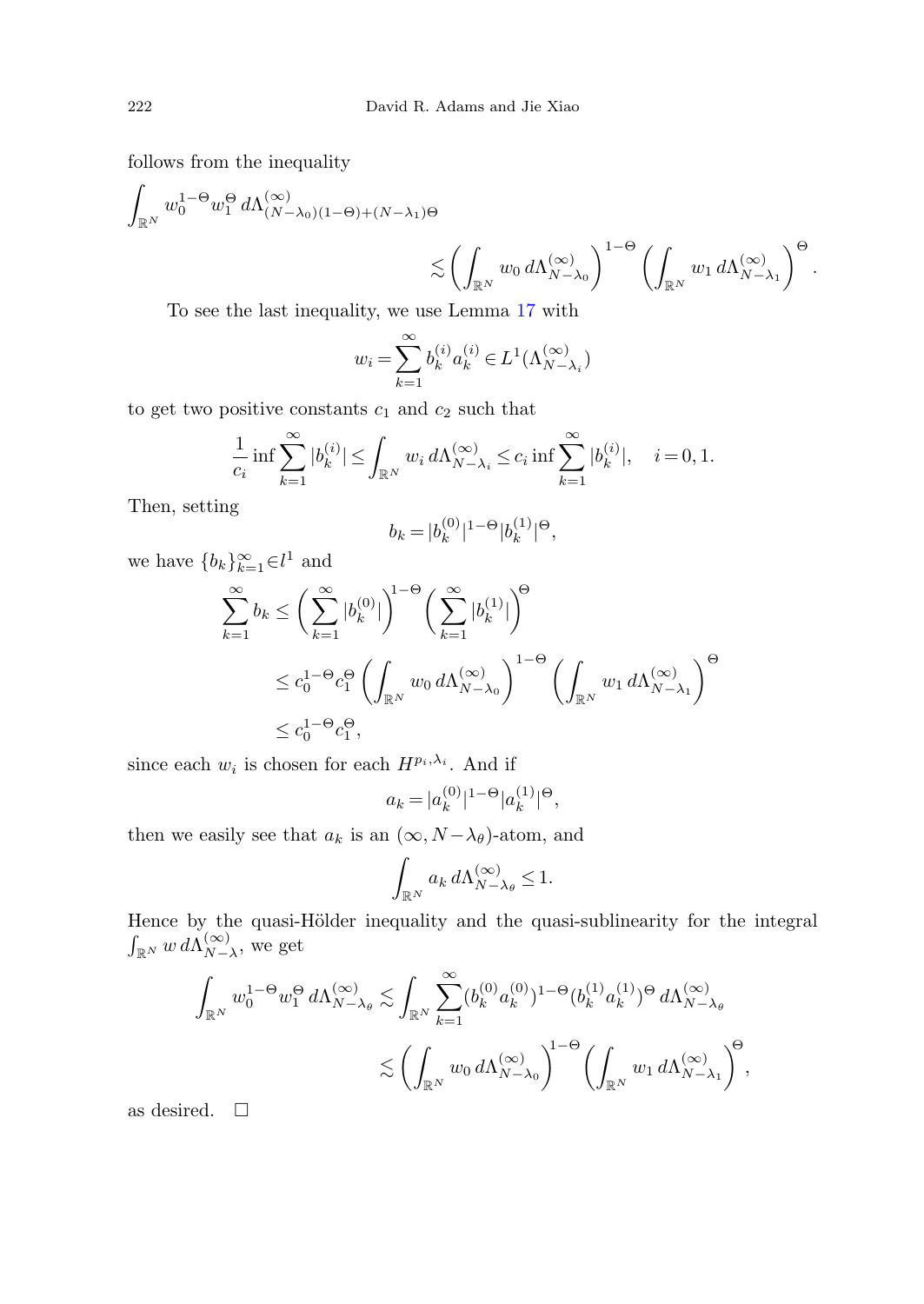follows from the inequality

$$\int_{\mathbb{R}^N} w_0^{1-\Theta} w_1^{\Theta}\, d\Lambda^{(\infty)}_{(N-\lambda_0)(1-\Theta)+(N-\lambda_1)\Theta} \lesssim \left(\int_{\mathbb{R}^N} w_0\, d\Lambda^{(\infty)}_{N-\lambda_0}\right)^{1-\Theta} \left(\int_{\mathbb{R}^N} w_1\, d\Lambda^{(\infty)}_{N-\lambda_1}\right)^{\Theta}.$$

To see the last inequality, we use Lemma 17 with

$$w_i = \sum_{k=1}^{\infty} b_k^{(i)} a_k^{(i)} \in L^1(\Lambda^{(\infty)}_{N-\lambda_i})$$

to get two positive constants $c_1$ and $c_2$ such that

$$\frac{1}{c_i} \inf \sum_{k=1}^{\infty} |b_k^{(i)}| \le \int_{\mathbb{R}^N} w_i\, d\Lambda^{(\infty)}_{N-\lambda_i} \le c_i \inf \sum_{k=1}^{\infty} |b_k^{(i)}|, \quad i=0,1.$$

Then, setting

$$b_k = |b_k^{(0)}|^{1-\Theta} |b_k^{(1)}|^{\Theta},$$

we have $\{b_k\}_{k=1}^{\infty} \in l^1$ and

$$\begin{aligned}
\sum_{k=1}^{\infty} b_k &\le \left(\sum_{k=1}^{\infty} |b_k^{(0)}|\right)^{1-\Theta} \left(\sum_{k=1}^{\infty} |b_k^{(1)}|\right)^{\Theta} \\
&\le c_0^{1-\Theta} c_1^{\Theta} \left(\int_{\mathbb{R}^N} w_0\, d\Lambda^{(\infty)}_{N-\lambda_0}\right)^{1-\Theta} \left(\int_{\mathbb{R}^N} w_1\, d\Lambda^{(\infty)}_{N-\lambda_1}\right)^{\Theta} \\
&\le c_0^{1-\Theta} c_1^{\Theta},
\end{aligned}$$

since each $w_i$ is chosen for each $H^{p_i,\lambda_i}$. And if

$$a_k = |a_k^{(0)}|^{1-\Theta} |a_k^{(1)}|^{\Theta},$$

then we easily see that $a_k$ is an $(\infty, N-\lambda_\theta)$-atom, and

$$\int_{\mathbb{R}^N} a_k\, d\Lambda^{(\infty)}_{N-\lambda_\theta} \le 1.$$

Hence by the quasi-Hölder inequality and the quasi-sublinearity for the integral $\int_{\mathbb{R}^N} w\, d\Lambda^{(\infty)}_{N-\lambda}$, we get

$$\begin{aligned}
\int_{\mathbb{R}^N} w_0^{1-\Theta} w_1^{\Theta}\, d\Lambda^{(\infty)}_{N-\lambda_\theta} &\lesssim \int_{\mathbb{R}^N} \sum_{k=1}^{\infty} (b_k^{(0)} a_k^{(0)})^{1-\Theta} (b_k^{(1)} a_k^{(1)})^{\Theta}\, d\Lambda^{(\infty)}_{N-\lambda_\theta} \\
&\lesssim \left(\int_{\mathbb{R}^N} w_0\, d\Lambda^{(\infty)}_{N-\lambda_0}\right)^{1-\Theta} \left(\int_{\mathbb{R}^N} w_1\, d\Lambda^{(\infty)}_{N-\lambda_1}\right)^{\Theta},
\end{aligned}$$

as desired. $\square$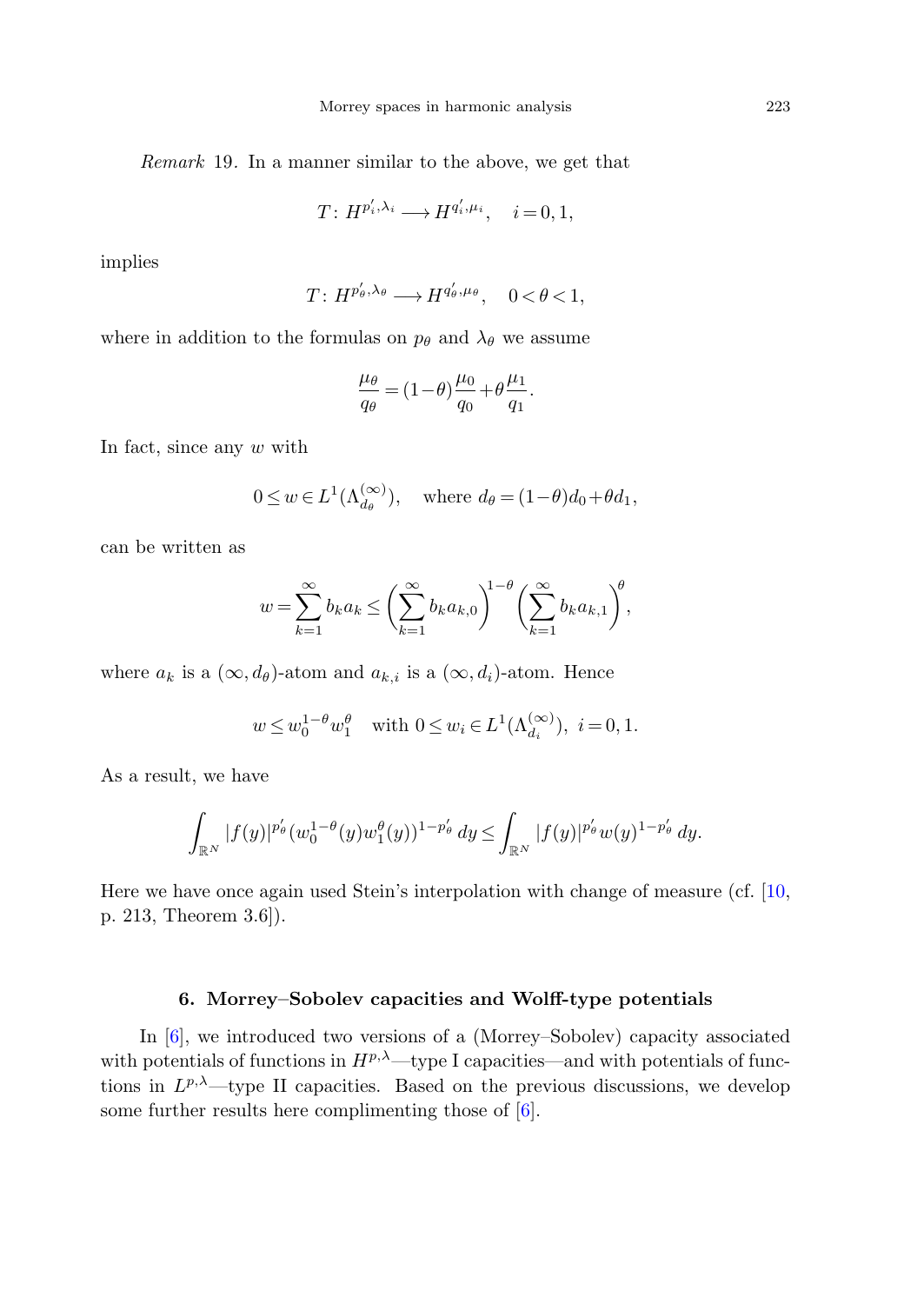*Remark* 19. In a manner similar to the above, we get that

$$T\colon H^{p_i',\lambda_i} \longrightarrow H^{q_i',\mu_i}, \quad i=0,1,$$

implies

$$T\colon H^{p_\theta',\lambda_\theta} \longrightarrow H^{q_\theta',\mu_\theta}, \quad 0<\theta<1,$$

where in addition to the formulas on $p_\theta$ and $\lambda_\theta$ we assume

$$\frac{\mu_\theta}{q_\theta} = (1-\theta)\frac{\mu_0}{q_0} + \theta\frac{\mu_1}{q_1}.$$

In fact, since any $w$ with

$$0 \le w \in L^1(\Lambda_{d_\theta}^{(\infty)}), \quad \text{where } d_\theta = (1-\theta)d_0 + \theta d_1,$$

can be written as

$$w = \sum_{k=1}^{\infty} b_k a_k \le \left(\sum_{k=1}^{\infty} b_k a_{k,0}\right)^{1-\theta} \left(\sum_{k=1}^{\infty} b_k a_{k,1}\right)^{\theta},$$

where $a_k$ is a $(\infty, d_\theta)$-atom and $a_{k,i}$ is a $(\infty, d_i)$-atom. Hence

$$w \le w_0^{1-\theta} w_1^{\theta} \quad \text{with } 0 \le w_i \in L^1(\Lambda_{d_i}^{(\infty)}),\ i=0,1.$$

As a result, we have

$$\int_{\mathbb{R}^N} |f(y)|^{p_\theta'} (w_0^{1-\theta}(y) w_1^{\theta}(y))^{1-p_\theta'}\,dy \le \int_{\mathbb{R}^N} |f(y)|^{p_\theta'} w(y)^{1-p_\theta'}\,dy.$$

Here we have once again used Stein's interpolation with change of measure (cf. [10, p. 213, Theorem 3.6]).

## 6. Morrey–Sobolev capacities and Wolff-type potentials

In [6], we introduced two versions of a (Morrey–Sobolev) capacity associated with potentials of functions in $H^{p,\lambda}$—type I capacities—and with potentials of functions in $L^{p,\lambda}$—type II capacities. Based on the previous discussions, we develop some further results here complimenting those of [6].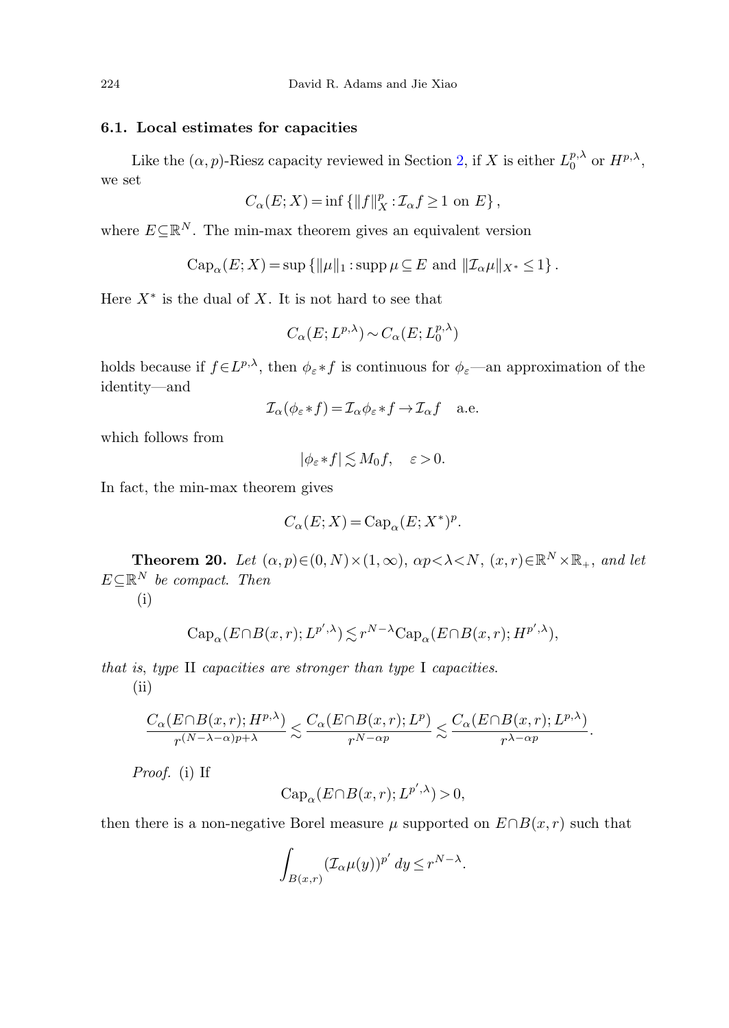### 6.1. Local estimates for capacities

Like the $(\alpha,p)$-Riesz capacity reviewed in Section 2, if $X$ is either $L_0^{p,\lambda}$ or $H^{p,\lambda}$, we set

$$C_\alpha(E;X)=\inf\{\|f\|_X^p : \mathcal{I}_\alpha f\geq 1 \text{ on } E\},$$

where $E\subseteq\mathbb{R}^N$. The min-max theorem gives an equivalent version

$$\operatorname{Cap}_\alpha(E;X)=\sup\{\|\mu\|_1 : \operatorname{supp}\mu\subseteq E \text{ and } \|\mathcal{I}_\alpha\mu\|_{X^*}\leq 1\}.$$

Here $X^*$ is the dual of $X$. It is not hard to see that

$$C_\alpha(E;L^{p,\lambda})\sim C_\alpha(E;L_0^{p,\lambda})$$

holds because if $f\in L^{p,\lambda}$, then $\phi_\varepsilon * f$ is continuous for $\phi_\varepsilon$—an approximation of the identity—and

$$\mathcal{I}_\alpha(\phi_\varepsilon * f)=\mathcal{I}_\alpha\phi_\varepsilon * f\to\mathcal{I}_\alpha f \quad \text{a.e.}$$

which follows from

$$|\phi_\varepsilon * f|\lesssim M_0 f, \quad \varepsilon>0.$$

In fact, the min-max theorem gives

$$C_\alpha(E;X)=\operatorname{Cap}_\alpha(E;X^*)^p.$$

**Theorem 20.** *Let $(\alpha,p)\in(0,N)\times(1,\infty)$, $\alpha p<\lambda<N$, $(x,r)\in\mathbb{R}^N\times\mathbb{R}_+$, and let $E\subseteq\mathbb{R}^N$ be compact. Then*

(i)

$$\operatorname{Cap}_\alpha(E\cap B(x,r);L^{p',\lambda})\lesssim r^{N-\lambda}\operatorname{Cap}_\alpha(E\cap B(x,r);H^{p',\lambda}),$$

*that is, type* II *capacities are stronger than type* I *capacities.*

(ii)

$$\frac{C_\alpha(E\cap B(x,r);H^{p,\lambda})}{r^{(N-\lambda-\alpha)p+\lambda}}\lesssim\frac{C_\alpha(E\cap B(x,r);L^p)}{r^{N-\alpha p}}\lesssim\frac{C_\alpha(E\cap B(x,r);L^{p,\lambda})}{r^{\lambda-\alpha p}}.$$

*Proof.* (i) If

$$\operatorname{Cap}_\alpha(E\cap B(x,r);L^{p',\lambda})>0,$$

then there is a non-negative Borel measure $\mu$ supported on $E\cap B(x,r)$ such that

$$\int_{B(x,r)}(\mathcal{I}_\alpha\mu(y))^{p'}\,dy\leq r^{N-\lambda}.$$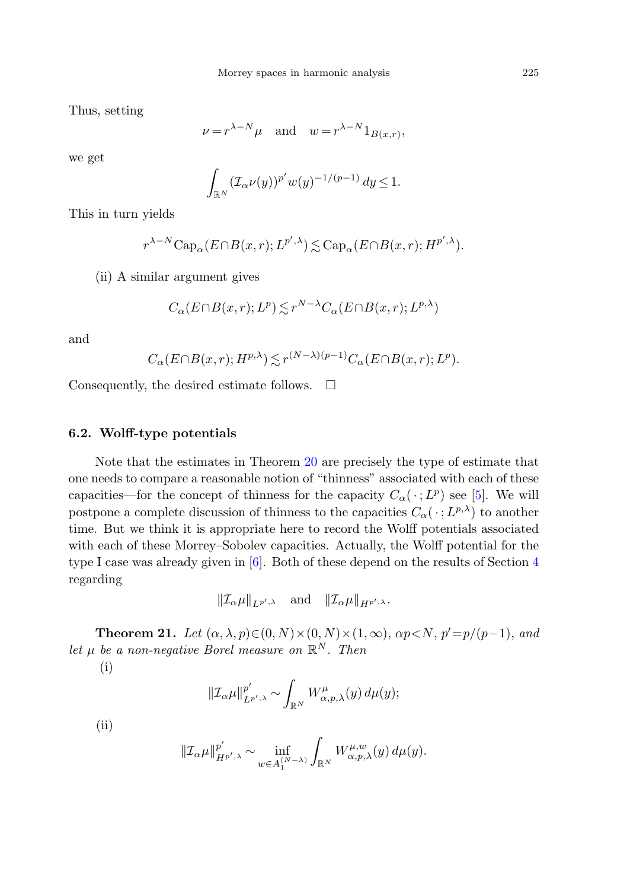Thus, setting

$$\nu = r^{\lambda-N}\mu \quad \text{and} \quad w = r^{\lambda-N} 1_{B(x,r)},$$

we get

$$\int_{\mathbb{R}^N} (\mathcal{I}_\alpha \nu(y))^{p'} w(y)^{-1/(p-1)}\, dy \le 1.$$

This in turn yields

$$r^{\lambda-N} \mathrm{Cap}_\alpha(E \cap B(x,r); L^{p',\lambda}) \lesssim \mathrm{Cap}_\alpha(E \cap B(x,r); H^{p',\lambda}).$$

(ii) A similar argument gives

$$C_\alpha(E \cap B(x,r); L^p) \lesssim r^{N-\lambda} C_\alpha(E \cap B(x,r); L^{p,\lambda})$$

and

$$C_\alpha(E \cap B(x,r); H^{p,\lambda}) \lesssim r^{(N-\lambda)(p-1)} C_\alpha(E \cap B(x,r); L^p).$$

Consequently, the desired estimate follows. □

### 6.2. Wolff-type potentials

Note that the estimates in Theorem 20 are precisely the type of estimate that one needs to compare a reasonable notion of "thinness" associated with each of these capacities—for the concept of thinness for the capacity $C_\alpha(\,\cdot\,; L^p)$ see [5]. We will postpone a complete discussion of thinness to the capacities $C_\alpha(\,\cdot\,; L^{p,\lambda})$ to another time. But we think it is appropriate here to record the Wolff potentials associated with each of these Morrey–Sobolev capacities. Actually, the Wolff potential for the type I case was already given in [6]. Both of these depend on the results of Section 4 regarding

$$\|\mathcal{I}_\alpha \mu\|_{L^{p',\lambda}} \quad \text{and} \quad \|\mathcal{I}_\alpha \mu\|_{H^{p',\lambda}}.$$

**Theorem 21.** *Let $(\alpha, \lambda, p) \in (0, N) \times (0, N) \times (1, \infty)$, $\alpha p < N$, $p' = p/(p-1)$, and let $\mu$ be a non-negative Borel measure on $\mathbb{R}^N$. Then*

(i)

$$\|\mathcal{I}_\alpha \mu\|_{L^{p',\lambda}}^{p'} \sim \int_{\mathbb{R}^N} W^{\mu}_{\alpha,p,\lambda}(y)\, d\mu(y);$$

(ii)

$$\|\mathcal{I}_\alpha \mu\|_{H^{p',\lambda}}^{p'} \sim \inf_{w \in A_1^{(N-\lambda)}} \int_{\mathbb{R}^N} W^{\mu,w}_{\alpha,p,\lambda}(y)\, d\mu(y).$$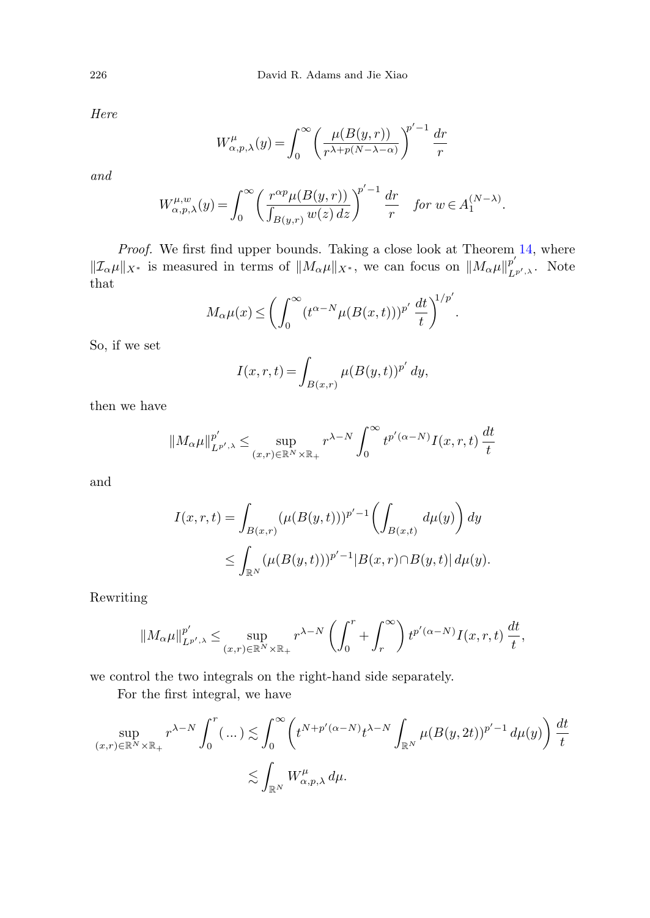*Here*

$$W^{\mu}_{\alpha,p,\lambda}(y) = \int_0^\infty \left( \frac{\mu(B(y,r))}{r^{\lambda+p(N-\lambda-\alpha)}} \right)^{p'-1} \frac{dr}{r}$$

*and*

$$W^{\mu,w}_{\alpha,p,\lambda}(y) = \int_0^\infty \left( \frac{r^{\alpha p}\mu(B(y,r))}{\int_{B(y,r)} w(z)\,dz} \right)^{p'-1} \frac{dr}{r} \quad \textit{for } w \in A_1^{(N-\lambda)}.$$

*Proof.* We first find upper bounds. Taking a close look at Theorem 14, where $\|\mathcal{I}_\alpha \mu\|_{X^*}$ is measured in terms of $\|M_\alpha \mu\|_{X^*}$, we can focus on $\|M_\alpha \mu\|^{p'}_{L^{p',\lambda}}$. Note that

$$M_\alpha \mu(x) \le \left( \int_0^\infty (t^{\alpha-N}\mu(B(x,t)))^{p'} \frac{dt}{t} \right)^{1/p'}.$$

So, if we set

$$I(x,r,t) = \int_{B(x,r)} \mu(B(y,t))^{p'}\,dy,$$

then we have

$$\|M_\alpha \mu\|^{p'}_{L^{p',\lambda}} \le \sup_{(x,r)\in\mathbb{R}^N\times\mathbb{R}_+} r^{\lambda-N} \int_0^\infty t^{p'(\alpha-N)} I(x,r,t)\,\frac{dt}{t}$$

and

$$\begin{aligned} I(x,r,t) &= \int_{B(x,r)} (\mu(B(y,t)))^{p'-1} \left( \int_{B(x,t)} d\mu(y) \right) dy \\ &\le \int_{\mathbb{R}^N} (\mu(B(y,t)))^{p'-1} |B(x,r) \cap B(y,t)|\,d\mu(y). \end{aligned}$$

Rewriting

$$\|M_\alpha \mu\|^{p'}_{L^{p',\lambda}} \le \sup_{(x,r)\in\mathbb{R}^N\times\mathbb{R}_+} r^{\lambda-N} \left( \int_0^r + \int_r^\infty \right) t^{p'(\alpha-N)} I(x,r,t)\,\frac{dt}{t},$$

we control the two integrals on the right-hand side separately.

For the first integral, we have

$$\begin{aligned} \sup_{(x,r)\in\mathbb{R}^N\times\mathbb{R}_+} r^{\lambda-N} \int_0^r (\,\dots) &\lesssim \int_0^\infty \left( t^{N+p'(\alpha-N)} t^{\lambda-N} \int_{\mathbb{R}^N} \mu(B(y,2t))^{p'-1}\,d\mu(y) \right) \frac{dt}{t} \\ &\lesssim \int_{\mathbb{R}^N} W^{\mu}_{\alpha,p,\lambda}\,d\mu. \end{aligned}$$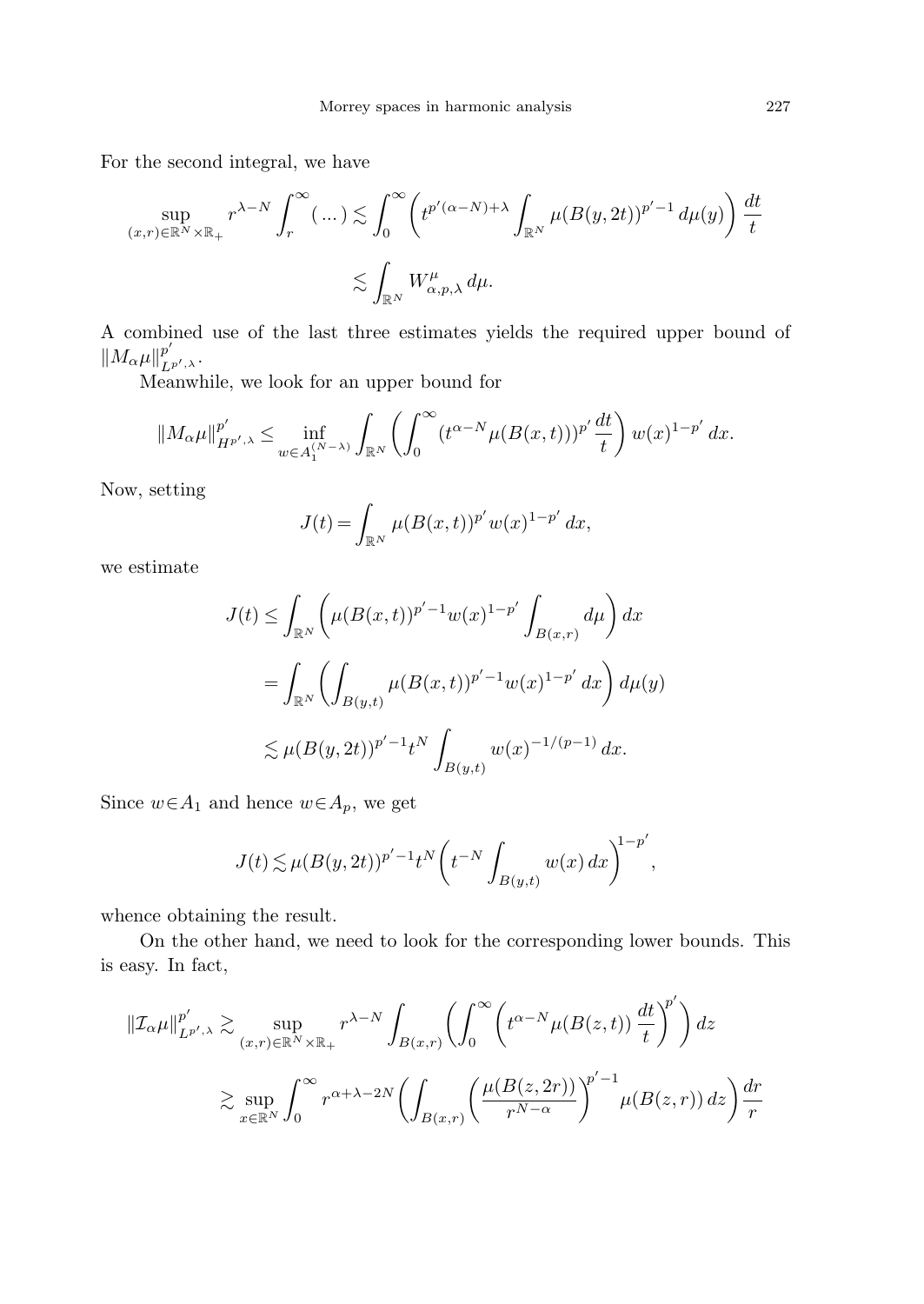For the second integral, we have

$$\sup_{(x,r)\in\mathbb{R}^N\times\mathbb{R}_+} r^{\lambda-N}\int_r^\infty (\dots) \lesssim \int_0^\infty \left( t^{p'(\alpha-N)+\lambda}\int_{\mathbb{R}^N}\mu(B(y,2t))^{p'-1}\,d\mu(y)\right)\frac{dt}{t}$$

$$\lesssim \int_{\mathbb{R}^N} W^\mu_{\alpha,p,\lambda}\,d\mu.$$

A combined use of the last three estimates yields the required upper bound of $\|M_\alpha\mu\|^{p'}_{L^{p',\lambda}}$.

Meanwhile, we look for an upper bound for

$$\|M_\alpha\mu\|^{p'}_{H^{p',\lambda}} \le \inf_{w\in A_1^{(N-\lambda)}}\int_{\mathbb{R}^N}\left(\int_0^\infty (t^{\alpha-N}\mu(B(x,t)))^{p'}\frac{dt}{t}\right) w(x)^{1-p'}\,dx.$$

Now, setting

$$J(t)=\int_{\mathbb{R}^N}\mu(B(x,t))^{p'}w(x)^{1-p'}\,dx,$$

we estimate

$$\begin{aligned}
J(t) &\le \int_{\mathbb{R}^N}\left(\mu(B(x,t))^{p'-1}w(x)^{1-p'}\int_{B(x,r)}d\mu\right)dx\\
&= \int_{\mathbb{R}^N}\left(\int_{B(y,t)}\mu(B(x,t))^{p'-1}w(x)^{1-p'}\,dx\right)d\mu(y)\\
&\lesssim \mu(B(y,2t))^{p'-1}t^N\int_{B(y,t)}w(x)^{-1/(p-1)}\,dx.
\end{aligned}$$

Since $w\in A_1$ and hence $w\in A_p$, we get

$$J(t)\lesssim \mu(B(y,2t))^{p'-1}t^N\left(t^{-N}\int_{B(y,t)}w(x)\,dx\right)^{1-p'},$$

whence obtaining the result.

On the other hand, we need to look for the corresponding lower bounds. This is easy. In fact,

$$\begin{aligned}
\|\mathcal{I}_\alpha\mu\|^{p'}_{L^{p',\lambda}} &\gtrsim \sup_{(x,r)\in\mathbb{R}^N\times\mathbb{R}_+} r^{\lambda-N}\int_{B(x,r)}\left(\int_0^\infty\left(t^{\alpha-N}\mu(B(z,t))\,\frac{dt}{t}\right)^{p'}\right)dz\\
&\gtrsim \sup_{x\in\mathbb{R}^N}\int_0^\infty r^{\alpha+\lambda-2N}\left(\int_{B(x,r)}\left(\frac{\mu(B(z,2r))}{r^{N-\alpha}}\right)^{p'-1}\mu(B(z,r))\,dz\right)\frac{dr}{r}
\end{aligned}$$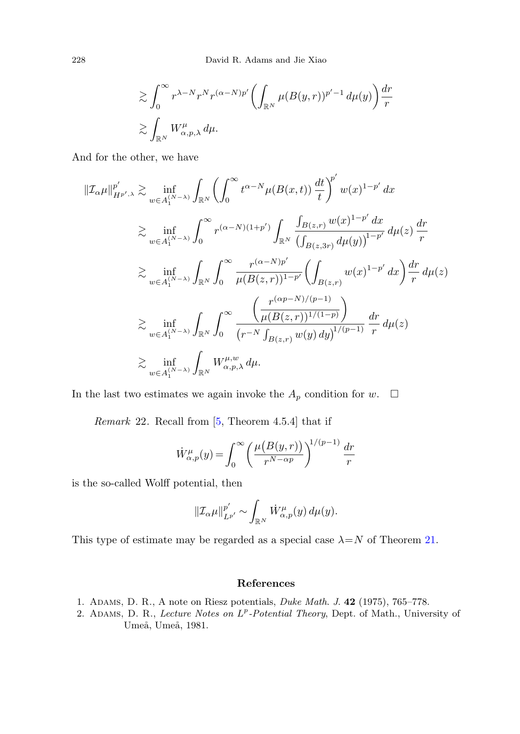$$\gtrsim \int_0^\infty r^{\lambda-N} r^N r^{(\alpha-N)p'} \left( \int_{\mathbb{R}^N} \mu(B(y,r))^{p'-1} \, d\mu(y) \right) \frac{dr}{r}$$

$$\gtrsim \int_{\mathbb{R}^N} W^\mu_{\alpha,p,\lambda} \, d\mu.$$

And for the other, we have

$$
\begin{aligned}
\|\mathcal{I}_\alpha \mu\|^{p'}_{H^{p',\lambda}} &\gtrsim \inf_{w\in A_1^{(N-\lambda)}} \int_{\mathbb{R}^N} \left( \int_0^\infty t^{\alpha-N} \mu(B(x,t)) \, \frac{dt}{t} \right)^{p'} w(x)^{1-p'} \, dx \\
&\gtrsim \inf_{w\in A_1^{(N-\lambda)}} \int_0^\infty r^{(\alpha-N)(1+p')} \int_{\mathbb{R}^N} \frac{\int_{B(z,r)} w(x)^{1-p'} \, dx}{\left( \int_{B(z,3r)} d\mu(y) \right)^{1-p'}} \, d\mu(z) \, \frac{dr}{r} \\
&\gtrsim \inf_{w\in A_1^{(N-\lambda)}} \int_{\mathbb{R}^N} \int_0^\infty \frac{r^{(\alpha-N)p'}}{\mu(B(z,r))^{1-p'}} \left( \int_{B(z,r)} w(x)^{1-p'} \, dx \right) \frac{dr}{r} \, d\mu(z) \\
&\gtrsim \inf_{w\in A_1^{(N-\lambda)}} \int_{\mathbb{R}^N} \int_0^\infty \frac{\left( \dfrac{r^{(\alpha p-N)/(p-1)}}{\mu(B(z,r))^{1/(1-p)}} \right)}{\left( r^{-N} \int_{B(z,r)} w(y) \, dy \right)^{1/(p-1)}} \, \frac{dr}{r} \, d\mu(z) \\
&\gtrsim \inf_{w\in A_1^{(N-\lambda)}} \int_{\mathbb{R}^N} W^{\mu,w}_{\alpha,p,\lambda} \, d\mu.
\end{aligned}
$$

In the last two estimates we again invoke the $A_p$ condition for $w$. $\square$

*Remark* 22. Recall from [5, Theorem 4.5.4] that if

$$\dot{W}^\mu_{\alpha,p}(y) = \int_0^\infty \left( \frac{\mu\big(B(y,r)\big)}{r^{N-\alpha p}} \right)^{1/(p-1)} \frac{dr}{r}$$

is the so-called Wolff potential, then

$$\|\mathcal{I}_\alpha \mu\|^{p'}_{L^{p'}} \sim \int_{\mathbb{R}^N} \dot{W}^\mu_{\alpha,p}(y) \, d\mu(y).$$

This type of estimate may be regarded as a special case $\lambda = N$ of Theorem 21.

## References

1. Adams, D. R., A note on Riesz potentials, *Duke Math. J.* **42** (1975), 765–778.
2. Adams, D. R., *Lecture Notes on $L^p$-Potential Theory*, Dept. of Math., University of Umeå, Umeå, 1981.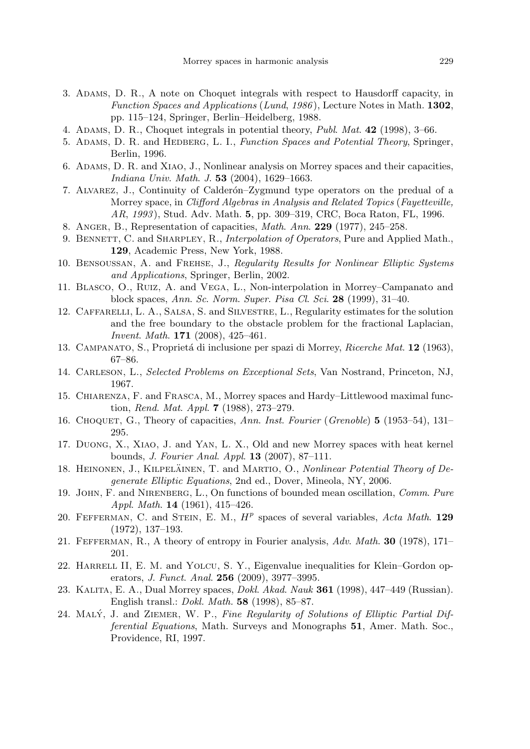3. Adams, D. R., A note on Choquet integrals with respect to Hausdorff capacity, in *Function Spaces and Applications* (*Lund*, *1986*), Lecture Notes in Math. **1302**, pp. 115–124, Springer, Berlin–Heidelberg, 1988.
4. Adams, D. R., Choquet integrals in potential theory, *Publ. Mat.* **42** (1998), 3–66.
5. Adams, D. R. and Hedberg, L. I., *Function Spaces and Potential Theory*, Springer, Berlin, 1996.
6. Adams, D. R. and Xiao, J., Nonlinear analysis on Morrey spaces and their capacities, *Indiana Univ. Math. J.* **53** (2004), 1629–1663.
7. Alvarez, J., Continuity of Calderón–Zygmund type operators on the predual of a Morrey space, in *Clifford Algebras in Analysis and Related Topics* (*Fayetteville, AR*, *1993*), Stud. Adv. Math. **5**, pp. 309–319, CRC, Boca Raton, FL, 1996.
8. Anger, B., Representation of capacities, *Math. Ann.* **229** (1977), 245–258.
9. Bennett, C. and Sharpley, R., *Interpolation of Operators*, Pure and Applied Math., **129**, Academic Press, New York, 1988.
10. Bensoussan, A. and Frehse, J., *Regularity Results for Nonlinear Elliptic Systems and Applications*, Springer, Berlin, 2002.
11. Blasco, O., Ruiz, A. and Vega, L., Non-interpolation in Morrey–Campanato and block spaces, *Ann. Sc. Norm. Super. Pisa Cl. Sci.* **28** (1999), 31–40.
12. Caffarelli, L. A., Salsa, S. and Silvestre, L., Regularity estimates for the solution and the free boundary to the obstacle problem for the fractional Laplacian, *Invent. Math.* **171** (2008), 425–461.
13. Campanato, S., Proprietá di inclusione per spazi di Morrey, *Ricerche Mat.* **12** (1963), 67–86.
14. Carleson, L., *Selected Problems on Exceptional Sets*, Van Nostrand, Princeton, NJ, 1967.
15. Chiarenza, F. and Frasca, M., Morrey spaces and Hardy–Littlewood maximal function, *Rend. Mat. Appl.* **7** (1988), 273–279.
16. Choquet, G., Theory of capacities, *Ann. Inst. Fourier* (*Grenoble*) **5** (1953–54), 131–295.
17. Duong, X., Xiao, J. and Yan, L. X., Old and new Morrey spaces with heat kernel bounds, *J. Fourier Anal. Appl.* **13** (2007), 87–111.
18. Heinonen, J., Kilpeläinen, T. and Martio, O., *Nonlinear Potential Theory of Degenerate Elliptic Equations*, 2nd ed., Dover, Mineola, NY, 2006.
19. John, F. and Nirenberg, L., On functions of bounded mean oscillation, *Comm. Pure Appl. Math.* **14** (1961), 415–426.
20. Fefferman, C. and Stein, E. M., $H^p$ spaces of several variables, *Acta Math.* **129** (1972), 137–193.
21. Fefferman, R., A theory of entropy in Fourier analysis, *Adv. Math.* **30** (1978), 171–201.
22. Harrell II, E. M. and Yolcu, S. Y., Eigenvalue inequalities for Klein–Gordon operators, *J. Funct. Anal.* **256** (2009), 3977–3995.
23. Kalita, E. A., Dual Morrey spaces, *Dokl. Akad. Nauk* **361** (1998), 447–449 (Russian). English transl.: *Dokl. Math.* **58** (1998), 85–87.
24. Malý, J. and Ziemer, W. P., *Fine Regularity of Solutions of Elliptic Partial Differential Equations*, Math. Surveys and Monographs **51**, Amer. Math. Soc., Providence, RI, 1997.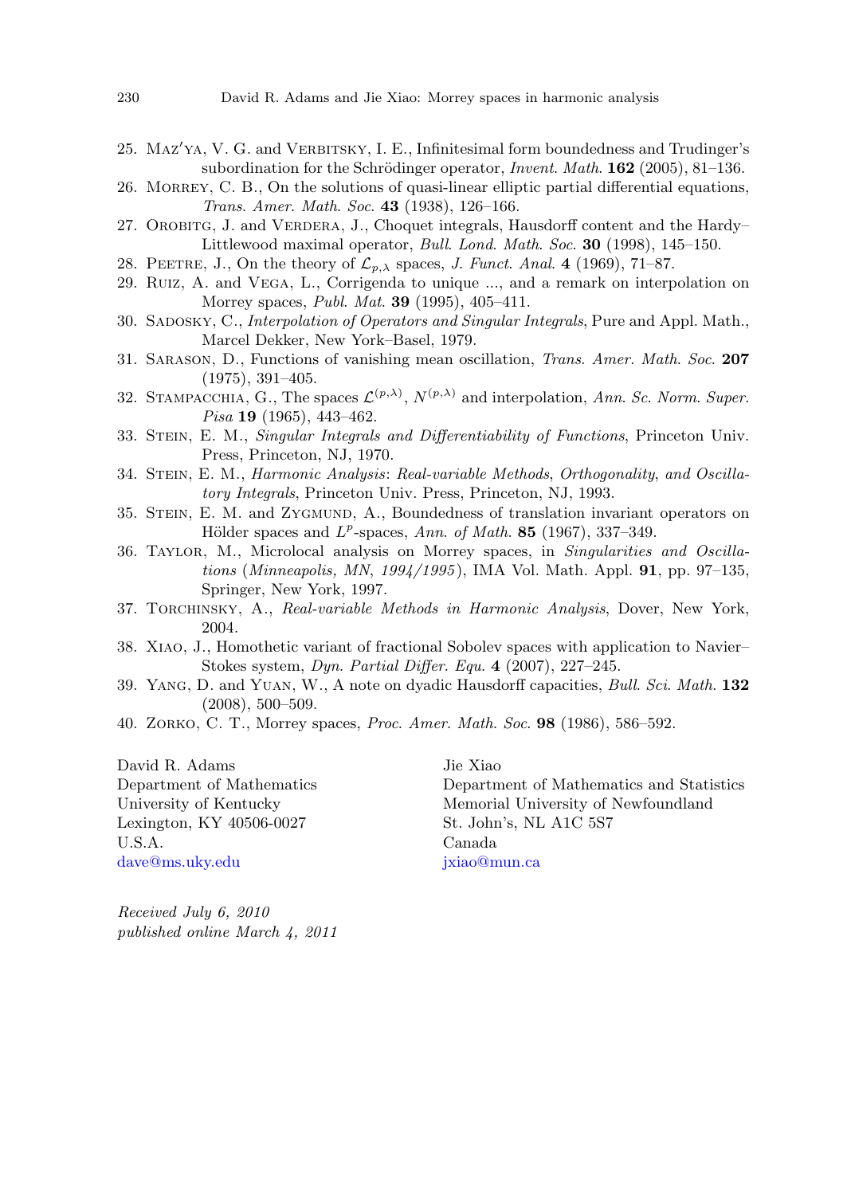25. Maz′ya, V. G. and Verbitsky, I. E., Infinitesimal form boundedness and Trudinger's subordination for the Schrödinger operator, *Invent. Math.* **162** (2005), 81–136.
26. Morrey, C. B., On the solutions of quasi-linear elliptic partial differential equations, *Trans. Amer. Math. Soc.* **43** (1938), 126–166.
27. Orobitg, J. and Verdera, J., Choquet integrals, Hausdorff content and the Hardy–Littlewood maximal operator, *Bull. Lond. Math. Soc.* **30** (1998), 145–150.
28. Peetre, J., On the theory of $\mathcal{L}_{p,\lambda}$ spaces, *J. Funct. Anal.* **4** (1969), 71–87.
29. Ruiz, A. and Vega, L., Corrigenda to unique ..., and a remark on interpolation on Morrey spaces, *Publ. Mat.* **39** (1995), 405–411.
30. Sadosky, C., *Interpolation of Operators and Singular Integrals*, Pure and Appl. Math., Marcel Dekker, New York–Basel, 1979.
31. Sarason, D., Functions of vanishing mean oscillation, *Trans. Amer. Math. Soc.* **207** (1975), 391–405.
32. Stampacchia, G., The spaces $\mathcal{L}^{(p,\lambda)}$, $N^{(p,\lambda)}$ and interpolation, *Ann. Sc. Norm. Super. Pisa* **19** (1965), 443–462.
33. Stein, E. M., *Singular Integrals and Differentiability of Functions*, Princeton Univ. Press, Princeton, NJ, 1970.
34. Stein, E. M., *Harmonic Analysis*: *Real-variable Methods*, *Orthogonality*, *and Oscillatory Integrals*, Princeton Univ. Press, Princeton, NJ, 1993.
35. Stein, E. M. and Zygmund, A., Boundedness of translation invariant operators on Hölder spaces and $L^p$-spaces, *Ann. of Math.* **85** (1967), 337–349.
36. Taylor, M., Microlocal analysis on Morrey spaces, in *Singularities and Oscillations* (*Minneapolis, MN*, *1994*/*1995*), IMA Vol. Math. Appl. **91**, pp. 97–135, Springer, New York, 1997.
37. Torchinsky, A., *Real-variable Methods in Harmonic Analysis*, Dover, New York, 2004.
38. Xiao, J., Homothetic variant of fractional Sobolev spaces with application to Navier–Stokes system, *Dyn. Partial Differ. Equ.* **4** (2007), 227–245.
39. Yang, D. and Yuan, W., A note on dyadic Hausdorff capacities, *Bull. Sci. Math.* **132** (2008), 500–509.
40. Zorko, C. T., Morrey spaces, *Proc. Amer. Math. Soc.* **98** (1986), 586–592.

David R. Adams
Department of Mathematics
University of Kentucky
Lexington, KY 40506-0027
U.S.A.
dave@ms.uky.edu

Jie Xiao
Department of Mathematics and Statistics
Memorial University of Newfoundland
St. John's, NL A1C 5S7
Canada
jxiao@mun.ca

*Received July 6, 2010*
*published online March 4, 2011*